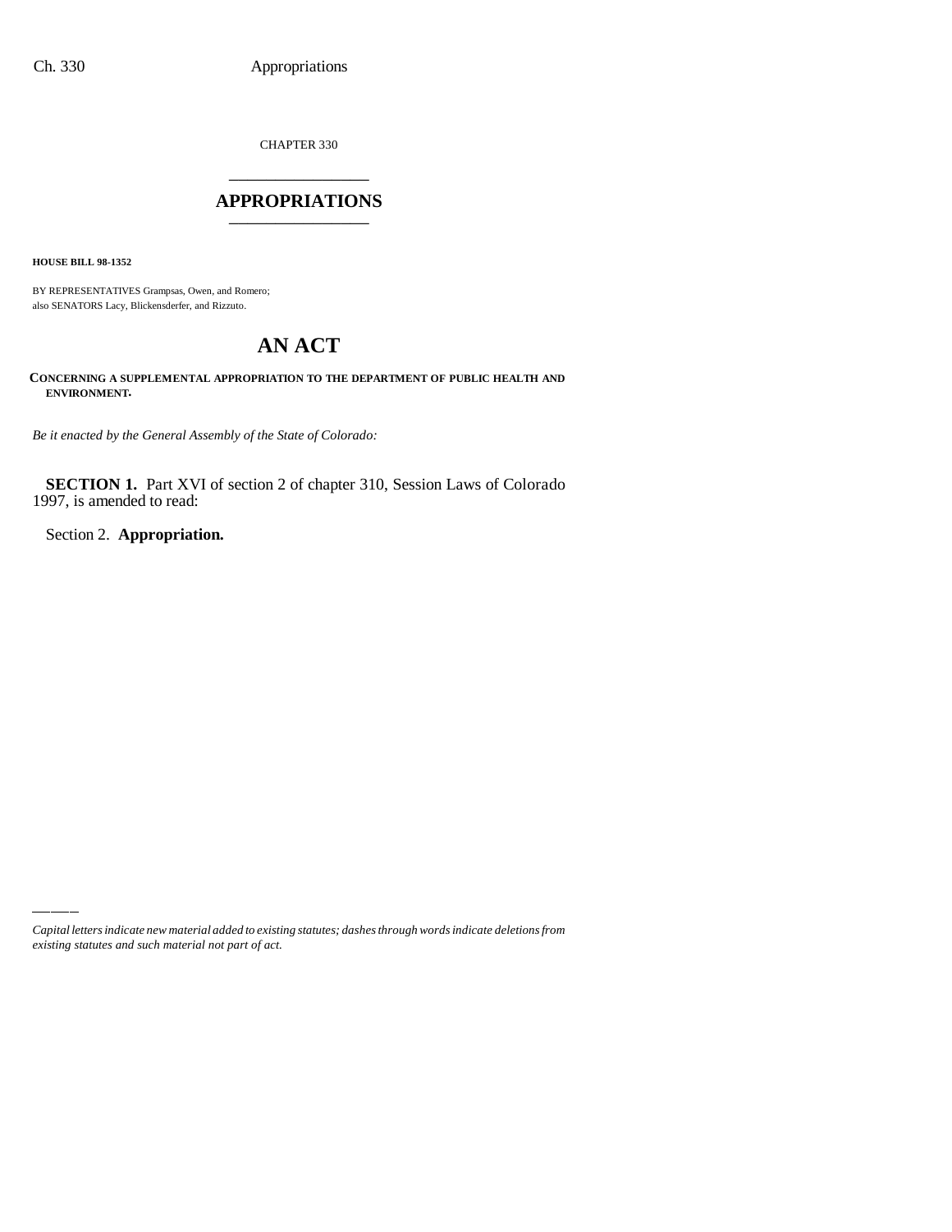CHAPTER 330

# APPROPRIATIONS

**HOUSE BILL 98-1352**

BY REPRESENTATIVES Grampsas, Owen, and Romero;
also SENATORS Lacy, Blickensderfer, and Rizzuto.

# AN ACT

**CONCERNING A SUPPLEMENTAL APPROPRIATION TO THE DEPARTMENT OF PUBLIC HEALTH AND ENVIRONMENT.**

*Be it enacted by the General Assembly of the State of Colorado:*

**SECTION 1.** Part XVI of section 2 of chapter 310, Session Laws of Colorado 1997, is amended to read:

Section 2. **Appropriation.**

*Capital letters indicate new material added to existing statutes; dashes through words indicate deletions from existing statutes and such material not part of act.*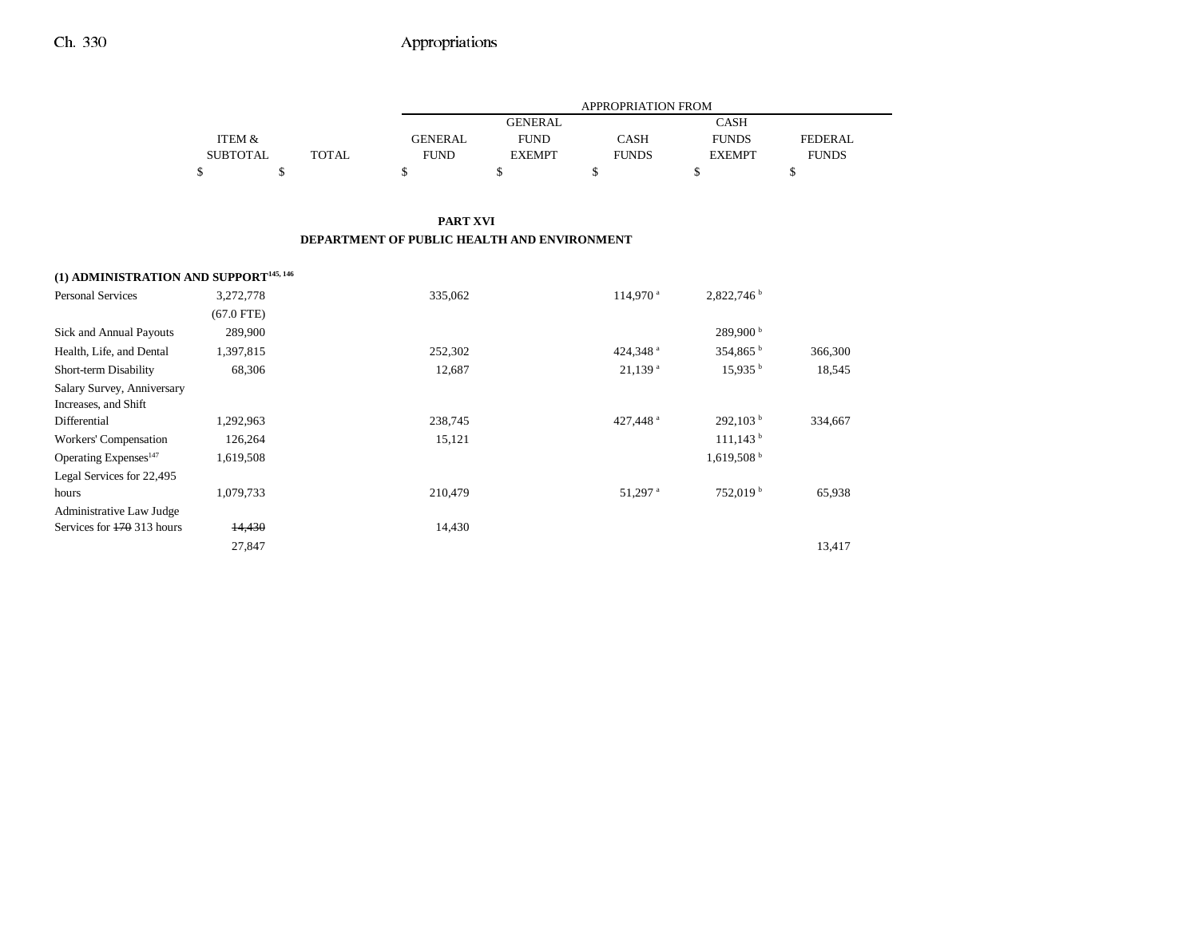## PART XVI

## DEPARTMENT OF PUBLIC HEALTH AND ENVIRONMENT

| | ITEM & SUBTOTAL | TOTAL | APPROPRIATION FROM GENERAL FUND | GENERAL FUND EXEMPT | CASH FUNDS | CASH FUNDS EXEMPT | FEDERAL FUNDS |
|---|---|---|---|---|---|---|---|
| | $ | $ | $ | $ | $ | $ | $ |
| **(1) ADMINISTRATION AND SUPPORT[145, 146]** | | | | | | | |
| Personal Services | 3,272,778 | | 335,062 | | 114,970[a] | 2,822,746[b] | |
| | (67.0 FTE) | | | | | | |
| Sick and Annual Payouts | 289,900 | | | | | 289,900[b] | |
| Health, Life, and Dental | 1,397,815 | | 252,302 | | 424,348[a] | 354,865[b] | 366,300 |
| Short-term Disability | 68,306 | | 12,687 | | 21,139[a] | 15,935[b] | 18,545 |
| Salary Survey, Anniversary Increases, and Shift Differential | 1,292,963 | | 238,745 | | 427,448[a] | 292,103[b] | 334,667 |
| Workers' Compensation | 126,264 | | 15,121 | | | 111,143[b] | |
| Operating Expenses[147] | 1,619,508 | | | | | 1,619,508[b] | |
| Legal Services for 22,495 hours | 1,079,733 | | 210,479 | | 51,297[a] | 752,019[b] | 65,938 |
| Administrative Law Judge Services for ~~170~~ 313 hours | ~~14,430~~ | | 14,430 | | | | |
| | 27,847 | | | | | | 13,417 |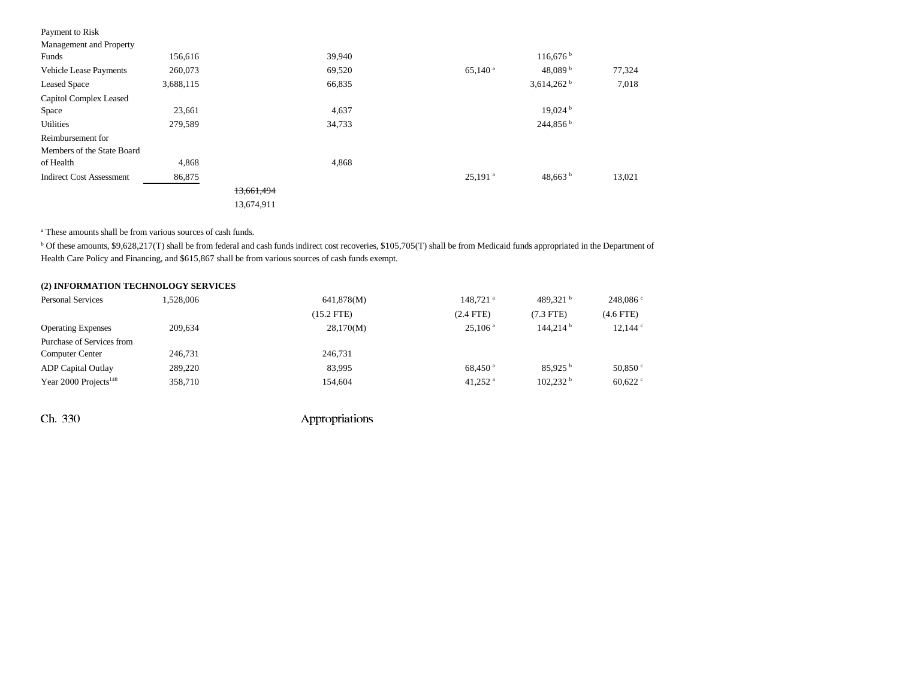| | | | | | | |
|---|---|---|---|---|---|---|
| Payment to Risk Management and Property Funds | 156,616 | | 39,940 | | 116,676 [b] | |
| Vehicle Lease Payments | 260,073 | | 69,520 | 65,140 [a] | 48,089 [b] | 77,324 |
| Leased Space | 3,688,115 | | 66,835 | | 3,614,262 [b] | 7,018 |
| Capitol Complex Leased Space | 23,661 | | 4,637 | | 19,024 [b] | |
| Utilities | 279,589 | | 34,733 | | 244,856 [b] | |
| Reimbursement for Members of the State Board of Health | 4,868 | | 4,868 | | | |
| Indirect Cost Assessment | 86,875 | | | 25,191 [a] | 48,663 [b] | 13,021 |
| | | ~~13,661,494~~ 13,674,911 | | | | |

[a] These amounts shall be from various sources of cash funds.

[b] Of these amounts, $9,628,217(T) shall be from federal and cash funds indirect cost recoveries, $105,705(T) shall be from Medicaid funds appropriated in the Department of Health Care Policy and Financing, and $615,867 shall be from various sources of cash funds exempt.

**(2) INFORMATION TECHNOLOGY SERVICES**

| | | | | | | |
|---|---|---|---|---|---|---|
| Personal Services | 1,528,006 | | 641,878(M) | 148,721 [a] | 489,321 [b] | 248,086 [c] |
| | | | (15.2 FTE) | (2.4 FTE) | (7.3 FTE) | (4.6 FTE) |
| Operating Expenses | 209,634 | | 28,170(M) | 25,106 [a] | 144,214 [b] | 12,144 [c] |
| Purchase of Services from Computer Center | 246,731 | | 246,731 | | | |
| ADP Capital Outlay | 289,220 | | 83,995 | 68,450 [a] | 85,925 [b] | 50,850 [c] |
| Year 2000 Projects[148] | 358,710 | | 154,604 | 41,252 [a] | 102,232 [b] | 60,622 [c] |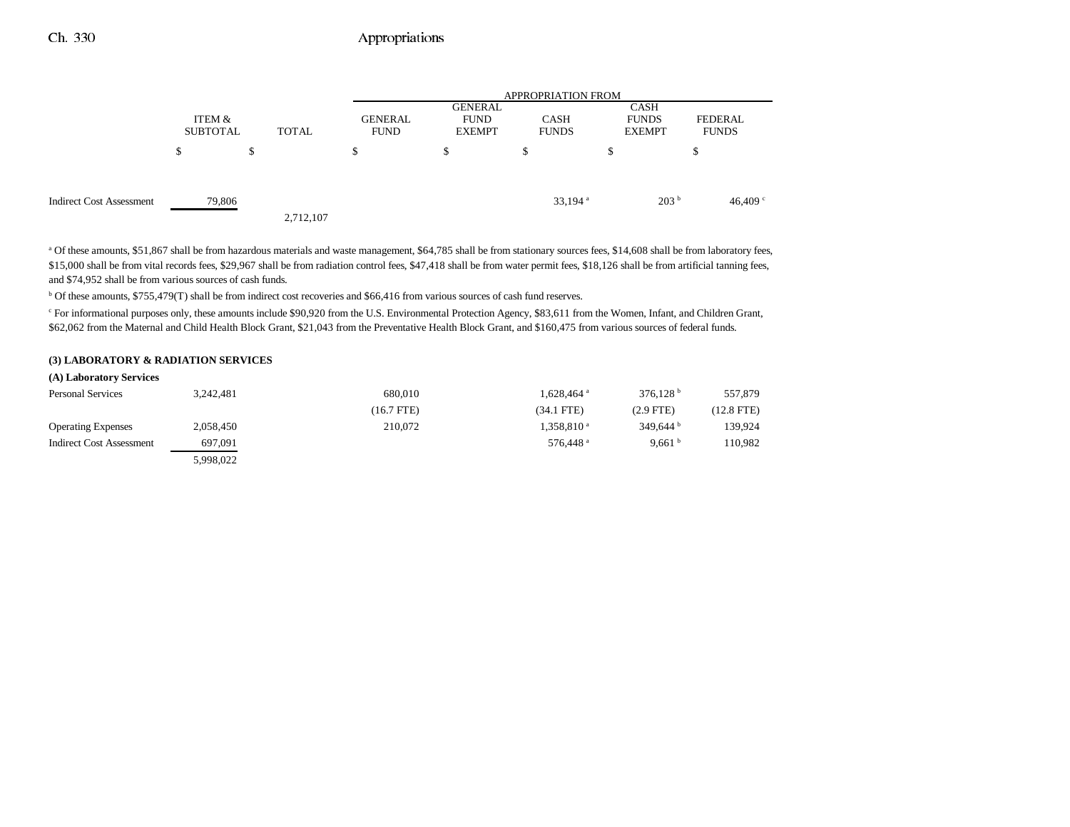| | ITEM & SUBTOTAL | TOTAL | APPROPRIATION FROM GENERAL FUND | GENERAL FUND EXEMPT | CASH FUNDS | CASH FUNDS EXEMPT | FEDERAL FUNDS |
|---|---|---|---|---|---|---|---|
| | $ | $ | $ | $ | $ | $ | $ |
| Indirect Cost Assessment | 79,806 | | | | 33,194 [a] | 203 [b] | 46,409 [c] |
| | | 2,712,107 | | | | | |

[a] Of these amounts, $51,867 shall be from hazardous materials and waste management, $64,785 shall be from stationary sources fees, $14,608 shall be from laboratory fees, $15,000 shall be from vital records fees, $29,967 shall be from radiation control fees, $47,418 shall be from water permit fees, $18,126 shall be from artificial tanning fees, and $74,952 shall be from various sources of cash funds.

[b] Of these amounts, $755,479(T) shall be from indirect cost recoveries and $66,416 from various sources of cash fund reserves.

[c] For informational purposes only, these amounts include $90,920 from the U.S. Environmental Protection Agency, $83,611 from the Women, Infant, and Children Grant, $62,062 from the Maternal and Child Health Block Grant, $21,043 from the Preventative Health Block Grant, and $160,475 from various sources of federal funds.

**(3) LABORATORY & RADIATION SERVICES**

**(A) Laboratory Services**

| | ITEM & SUBTOTAL | TOTAL | GENERAL FUND | GENERAL FUND EXEMPT | CASH FUNDS | CASH FUNDS EXEMPT | FEDERAL FUNDS |
|---|---|---|---|---|---|---|---|
| Personal Services | 3,242,481 | | 680,010 | | 1,628,464 [a] | 376,128 [b] | 557,879 |
| | | | (16.7 FTE) | | (34.1 FTE) | (2.9 FTE) | (12.8 FTE) |
| Operating Expenses | 2,058,450 | | 210,072 | | 1,358,810 [a] | 349,644 [b] | 139,924 |
| Indirect Cost Assessment | 697,091 | | | | 576,448 [a] | 9,661 [b] | 110,982 |
| | 5,998,022 | | | | | | |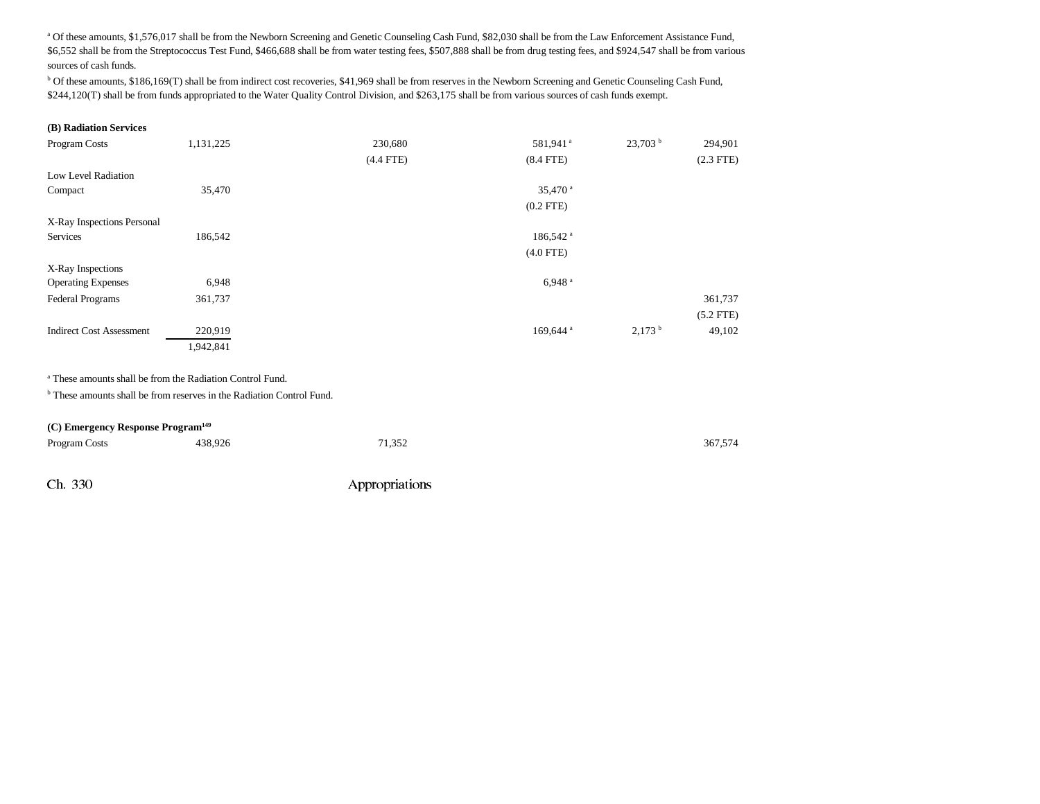[a] Of these amounts, $1,576,017 shall be from the Newborn Screening and Genetic Counseling Cash Fund, $82,030 shall be from the Law Enforcement Assistance Fund, $6,552 shall be from the Streptococcus Test Fund, $466,688 shall be from water testing fees, $507,888 shall be from drug testing fees, and $924,547 shall be from various sources of cash funds.

[b] Of these amounts, $186,169(T) shall be from indirect cost recoveries, $41,969 shall be from reserves in the Newborn Screening and Genetic Counseling Cash Fund, $244,120(T) shall be from funds appropriated to the Water Quality Control Division, and $263,175 shall be from various sources of cash funds exempt.

**(B) Radiation Services**

| | | | | | | |
|---|---|---|---|---|---|---|
| Program Costs | 1,131,225 | | 230,680 (4.4 FTE) | 581,941 [a] (8.4 FTE) | 23,703 [b] | 294,901 (2.3 FTE) |
| Low Level Radiation Compact | 35,470 | | | 35,470 [a] (0.2 FTE) | | |
| X-Ray Inspections Personal Services | 186,542 | | | 186,542 [a] (4.0 FTE) | | |
| X-Ray Inspections Operating Expenses | 6,948 | | | 6,948 [a] | | |
| Federal Programs | 361,737 | | | | | 361,737 (5.2 FTE) |
| Indirect Cost Assessment | 220,919 | | | 169,644 [a] | 2,173 [b] | 49,102 |
| | 1,942,841 | | | | | |

[a] These amounts shall be from the Radiation Control Fund.

[b] These amounts shall be from reserves in the Radiation Control Fund.

**(C) Emergency Response Program[149]**

| | | | | | | |
|---|---|---|---|---|---|---|
| Program Costs | 438,926 | | 71,352 | | | 367,574 |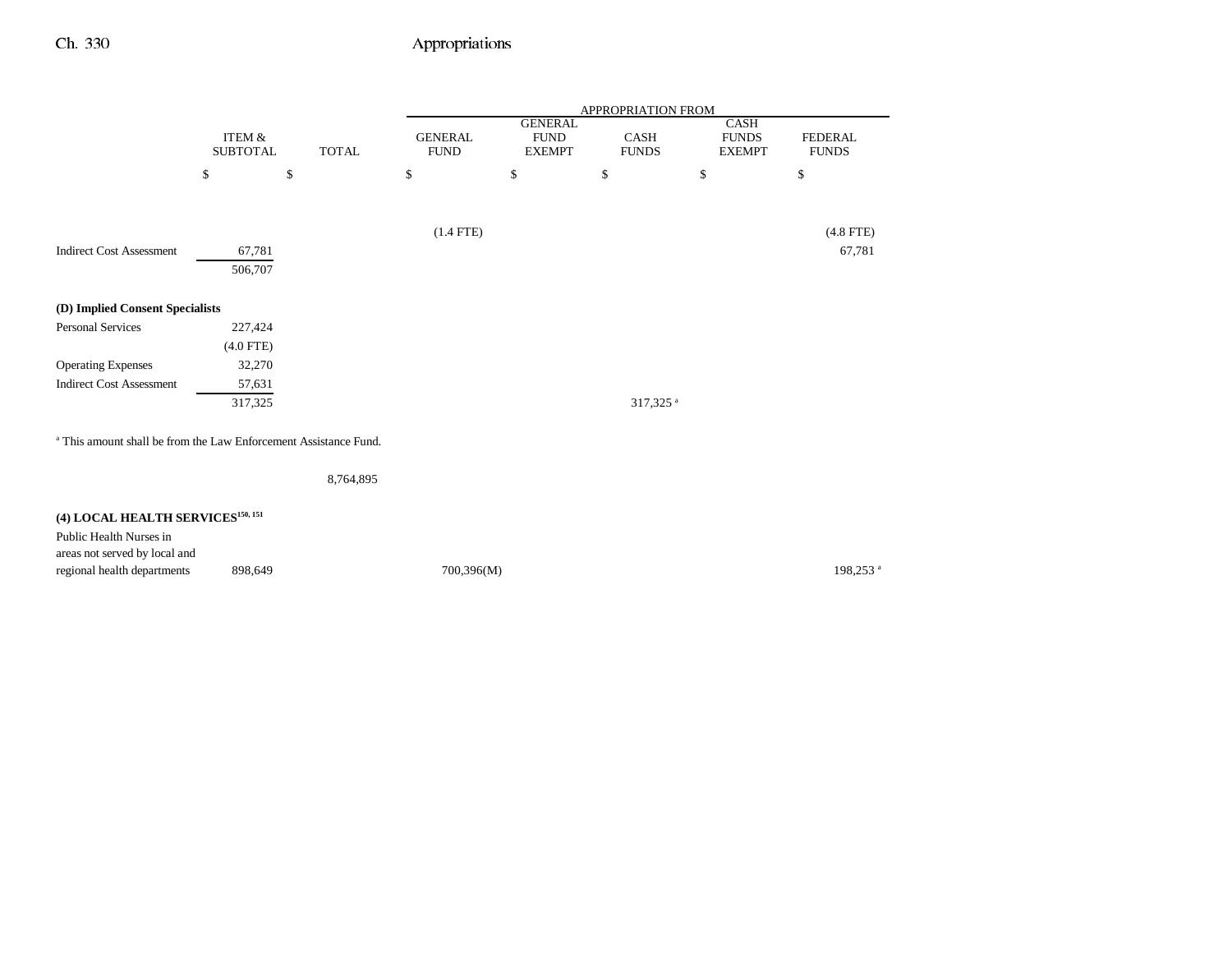| | ITEM & SUBTOTAL | TOTAL | APPROPRIATION FROM GENERAL FUND | GENERAL FUND EXEMPT | CASH FUNDS | CASH FUNDS EXEMPT | FEDERAL FUNDS |
|---|---|---|---|---|---|---|---|
| | $ | $ | $ | $ | $ | $ | $ |
| | | | (1.4 FTE) | | | | (4.8 FTE) |
| Indirect Cost Assessment | 67,781 | | | | | | 67,781 |
| | 506,707 | | | | | | |
| **(D) Implied Consent Specialists** | | | | | | | |
| Personal Services | 227,424 | | | | | | |
| | (4.0 FTE) | | | | | | |
| Operating Expenses | 32,270 | | | | | | |
| Indirect Cost Assessment | 57,631 | | | | | | |
| | 317,325 | | | | 317,325[a] | | |

[a] This amount shall be from the Law Enforcement Assistance Fund.

| | ITEM & SUBTOTAL | TOTAL | GENERAL FUND | GENERAL FUND EXEMPT | CASH FUNDS | CASH FUNDS EXEMPT | FEDERAL FUNDS |
|---|---|---|---|---|---|---|---|
| | | 8,764,895 | | | | | |
| **(4) LOCAL HEALTH SERVICES**[150, 151] | | | | | | | |
| Public Health Nurses in areas not served by local and regional health departments | 898,649 | | 700,396(M) | | | | 198,253[a] |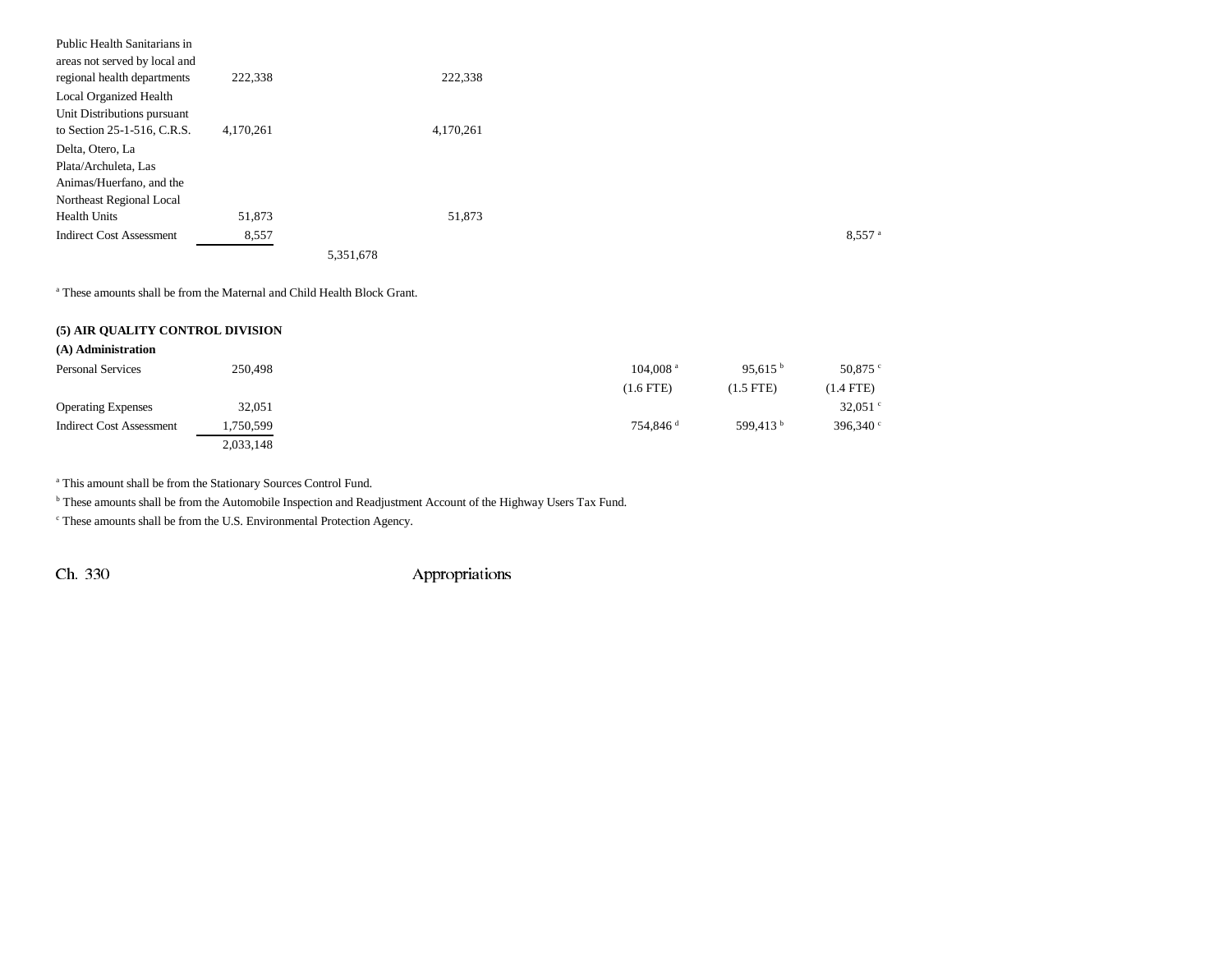| | | | | | | |
|---|---|---|---|---|---|---|
| Public Health Sanitarians in areas not served by local and regional health departments | 222,338 | | 222,338 | | | |
| Local Organized Health Unit Distributions pursuant to Section 25-1-516, C.R.S. | 4,170,261 | | 4,170,261 | | | |
| Delta, Otero, La Plata/Archuleta, Las Animas/Huerfano, and the Northeast Regional Local Health Units | 51,873 | | 51,873 | | | |
| Indirect Cost Assessment | 8,557 | | | | | 8,557 [a] |
| | | 5,351,678 | | | | |

[a] These amounts shall be from the Maternal and Child Health Block Grant.

**(5) AIR QUALITY CONTROL DIVISION**

**(A) Administration**

| | | | | | | |
|---|---|---|---|---|---|---|
| Personal Services | 250,498 | | | 104,008 [a] | 95,615 [b] | 50,875 [c] |
| | | | | (1.6 FTE) | (1.5 FTE) | (1.4 FTE) |
| Operating Expenses | 32,051 | | | | | 32,051 [c] |
| Indirect Cost Assessment | 1,750,599 | | | 754,846 [d] | 599,413 [b] | 396,340 [c] |
| | 2,033,148 | | | | | |

[a] This amount shall be from the Stationary Sources Control Fund.

[b] These amounts shall be from the Automobile Inspection and Readjustment Account of the Highway Users Tax Fund.

[c] These amounts shall be from the U.S. Environmental Protection Agency.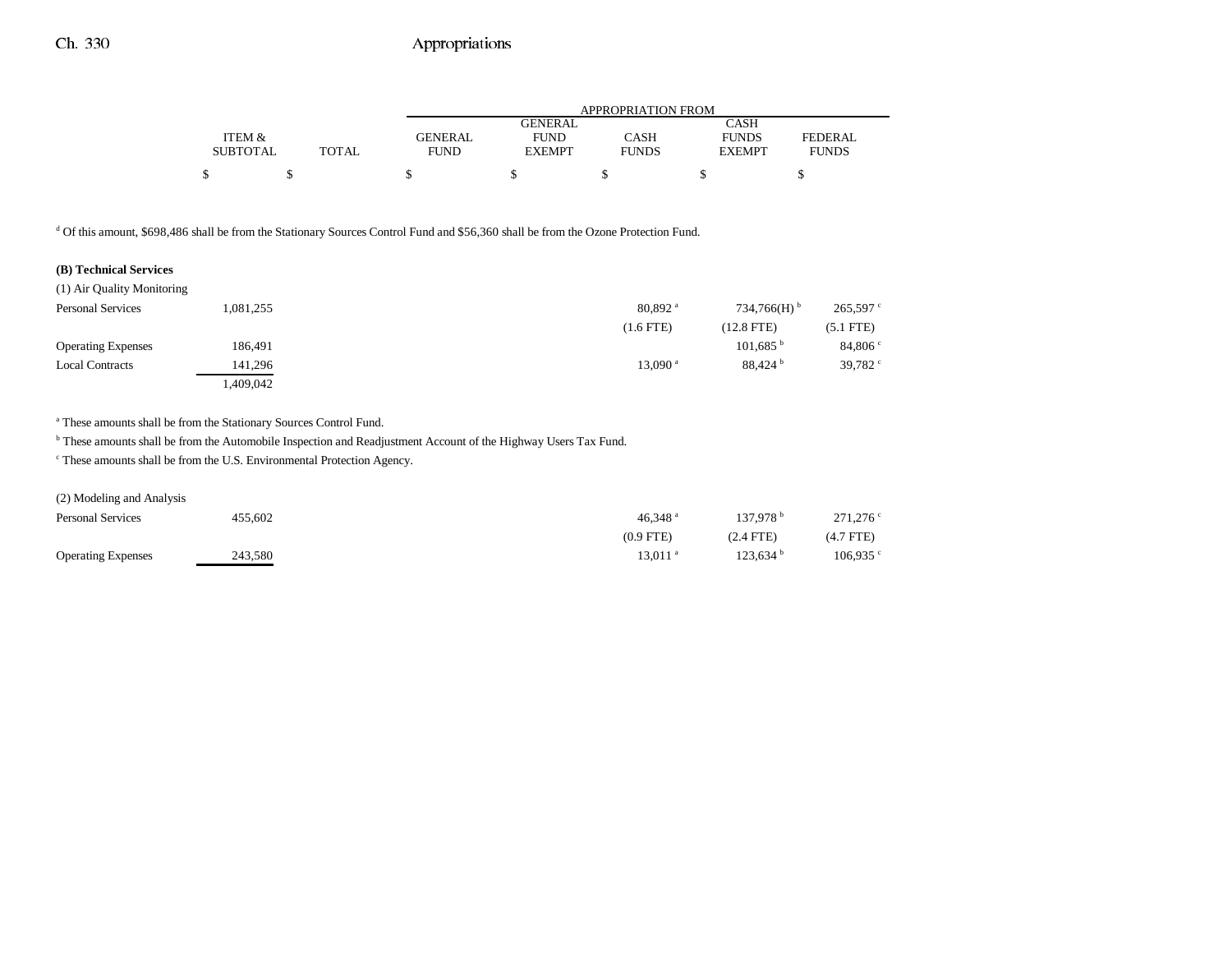| | ITEM & SUBTOTAL | TOTAL | GENERAL FUND | GENERAL FUND EXEMPT | CASH FUNDS | CASH FUNDS EXEMPT | FEDERAL FUNDS |
|---|---|---|---|---|---|---|---|
| | $ | $ | $ | $ | $ | $ | $ |

[d] Of this amount, $698,486 shall be from the Stationary Sources Control Fund and $56,360 shall be from the Ozone Protection Fund.

**(B) Technical Services**

| | ITEM & SUBTOTAL | TOTAL | GENERAL FUND | GENERAL FUND EXEMPT | CASH FUNDS | CASH FUNDS EXEMPT | FEDERAL FUNDS |
|---|---|---|---|---|---|---|---|
| (1) Air Quality Monitoring | | | | | | | |
| Personal Services | 1,081,255 | | | | 80,892 [a] | 734,766(H) [b] | 265,597 [c] |
| | | | | | (1.6 FTE) | (12.8 FTE) | (5.1 FTE) |
| Operating Expenses | 186,491 | | | | | 101,685 [b] | 84,806 [c] |
| Local Contracts | 141,296 | | | | 13,090 [a] | 88,424 [b] | 39,782 [c] |
| | 1,409,042 | | | | | | |

[a] These amounts shall be from the Stationary Sources Control Fund.

[b] These amounts shall be from the Automobile Inspection and Readjustment Account of the Highway Users Tax Fund.

[c] These amounts shall be from the U.S. Environmental Protection Agency.

| | ITEM & SUBTOTAL | TOTAL | GENERAL FUND | GENERAL FUND EXEMPT | CASH FUNDS | CASH FUNDS EXEMPT | FEDERAL FUNDS |
|---|---|---|---|---|---|---|---|
| (2) Modeling and Analysis | | | | | | | |
| Personal Services | 455,602 | | | | 46,348 [a] | 137,978 [b] | 271,276 [c] |
| | | | | | (0.9 FTE) | (2.4 FTE) | (4.7 FTE) |
| Operating Expenses | 243,580 | | | | 13,011 [a] | 123,634 [b] | 106,935 [c] |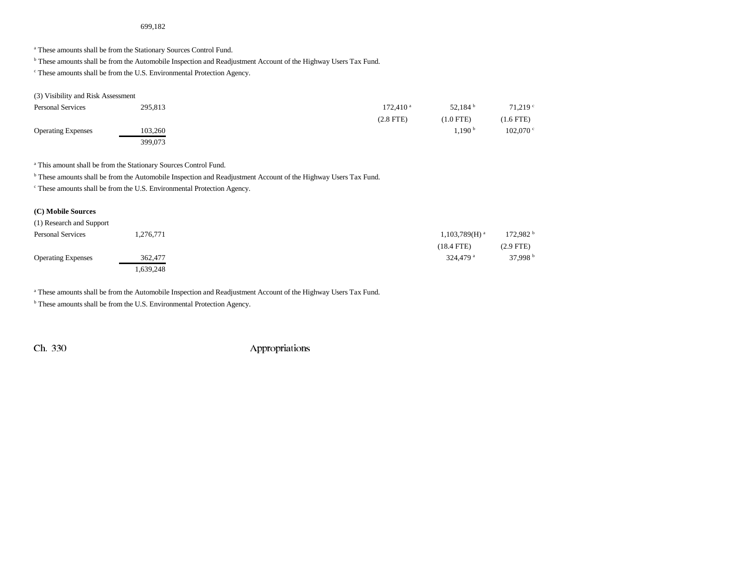| | | | | | | |
|---|---|---|---|---|---|---|
| | 699,182 | | | | | |

[a] These amounts shall be from the Stationary Sources Control Fund.

[b] These amounts shall be from the Automobile Inspection and Readjustment Account of the Highway Users Tax Fund.

[c] These amounts shall be from the U.S. Environmental Protection Agency.

| (3) Visibility and Risk Assessment | | | | | | |
|---|---|---|---|---|---|---|
| Personal Services | 295,813 | | | 172,410 [a] | 52,184 [b] | 71,219 [c] |
| | | | | (2.8 FTE) | (1.0 FTE) | (1.6 FTE) |
| Operating Expenses | 103,260 | | | | 1,190 [b] | 102,070 [c] |
| | 399,073 | | | | | |

[a] This amount shall be from the Stationary Sources Control Fund.

[b] These amounts shall be from the Automobile Inspection and Readjustment Account of the Highway Users Tax Fund.

[c] These amounts shall be from the U.S. Environmental Protection Agency.

**(C) Mobile Sources**

| (1) Research and Support | | | | | | |
|---|---|---|---|---|---|---|
| Personal Services | 1,276,771 | | | | 1,103,789(H) [a] | 172,982 [b] |
| | | | | | (18.4 FTE) | (2.9 FTE) |
| Operating Expenses | 362,477 | | | | 324,479 [a] | 37,998 [b] |
| | 1,639,248 | | | | | |

[a] These amounts shall be from the Automobile Inspection and Readjustment Account of the Highway Users Tax Fund.

[b] These amounts shall be from the U.S. Environmental Protection Agency.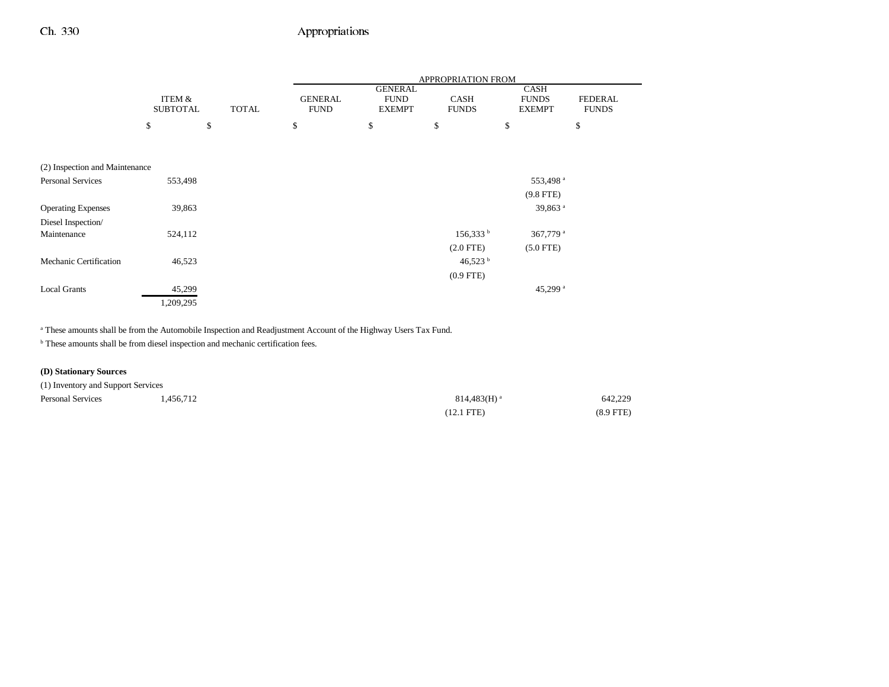| | ITEM & SUBTOTAL | TOTAL | APPROPRIATION FROM GENERAL FUND | GENERAL FUND EXEMPT | CASH FUNDS | CASH FUNDS EXEMPT | FEDERAL FUNDS |
|---|---|---|---|---|---|---|---|
| | $ | $ | $ | $ | $ | $ | $ |
| (2) Inspection and Maintenance | | | | | | | |
| Personal Services | 553,498 | | | | | 553,498 [a] | |
| | | | | | | (9.8 FTE) | |
| Operating Expenses | 39,863 | | | | | 39,863 [a] | |
| Diesel Inspection/ Maintenance | 524,112 | | | | 156,333 [b] | 367,779 [a] | |
| | | | | | (2.0 FTE) | (5.0 FTE) | |
| Mechanic Certification | 46,523 | | | | 46,523 [b] | | |
| | | | | | (0.9 FTE) | | |
| Local Grants | 45,299 | | | | | 45,299 [a] | |
| | 1,209,295 | | | | | | |

[a] These amounts shall be from the Automobile Inspection and Readjustment Account of the Highway Users Tax Fund.

[b] These amounts shall be from diesel inspection and mechanic certification fees.

**(D) Stationary Sources**

| | ITEM & SUBTOTAL | TOTAL | GENERAL FUND | GENERAL FUND EXEMPT | CASH FUNDS | CASH FUNDS EXEMPT | FEDERAL FUNDS |
|---|---|---|---|---|---|---|---|
| (1) Inventory and Support Services | | | | | | | |
| Personal Services | 1,456,712 | | | | 814,483(H) [a] | | 642,229 |
| | | | | | (12.1 FTE) | | (8.9 FTE) |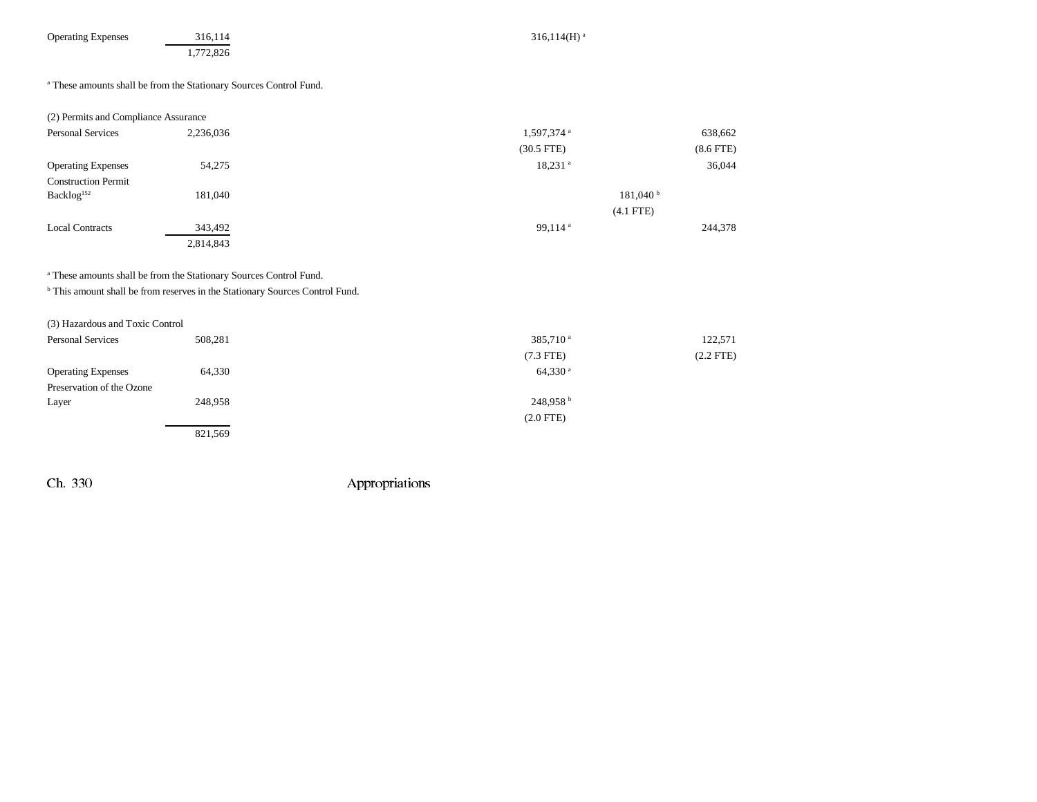| | Total | | Cash Funds | Cash Funds Exempt | Federal Funds |
|---|---|---|---|---|---|
| Operating Expenses | 316,114 | | 316,114(H)[a] | | |
| | 1,772,826 | | | | |

[a] These amounts shall be from the Stationary Sources Control Fund.

| (2) Permits and Compliance Assurance | | | | | |
|---|---|---|---|---|---|
| Personal Services | 2,236,036 | | 1,597,374[a] | | 638,662 |
| | | | (30.5 FTE) | | (8.6 FTE) |
| Operating Expenses | 54,275 | | 18,231[a] | | 36,044 |
| Construction Permit Backlog[152] | 181,040 | | | 181,040[b] | |
| | | | | (4.1 FTE) | |
| Local Contracts | 343,492 | | 99,114[a] | | 244,378 |
| | 2,814,843 | | | | |

[a] These amounts shall be from the Stationary Sources Control Fund.
[b] This amount shall be from reserves in the Stationary Sources Control Fund.

| (3) Hazardous and Toxic Control | | | | | |
|---|---|---|---|---|---|
| Personal Services | 508,281 | | 385,710[a] | | 122,571 |
| | | | (7.3 FTE) | | (2.2 FTE) |
| Operating Expenses | 64,330 | | 64,330[a] | | |
| Preservation of the Ozone Layer | 248,958 | | 248,958[b] | | |
| | | | (2.0 FTE) | | |
| | 821,569 | | | | |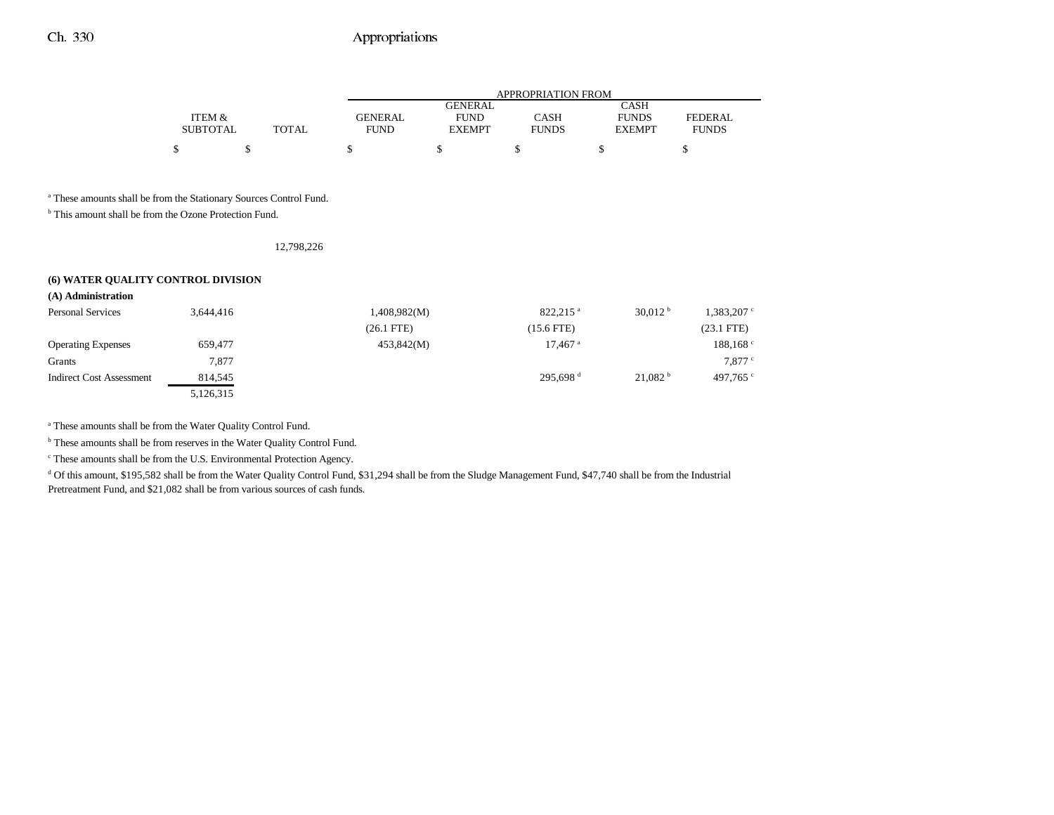| | ITEM & SUBTOTAL | TOTAL | GENERAL FUND | GENERAL FUND EXEMPT | CASH FUNDS | CASH FUNDS EXEMPT | FEDERAL FUNDS |
|---|---|---|---|---|---|---|---|
| | $ | $ | $ | $ | $ | $ | $ |

[a] These amounts shall be from the Stationary Sources Control Fund.

[b] This amount shall be from the Ozone Protection Fund.

| | | | | | | | |
|---|---|---|---|---|---|---|---|
| | | 12,798,226 | | | | | |

**(6) WATER QUALITY CONTROL DIVISION**

**(A) Administration**

| | ITEM & SUBTOTAL | TOTAL | GENERAL FUND | GENERAL FUND EXEMPT | CASH FUNDS | CASH FUNDS EXEMPT | FEDERAL FUNDS |
|---|---|---|---|---|---|---|---|
| Personal Services | 3,644,416 | | 1,408,982(M) | | 822,215 [a] | 30,012 [b] | 1,383,207 [c] |
| | | | (26.1 FTE) | | (15.6 FTE) | | (23.1 FTE) |
| Operating Expenses | 659,477 | | 453,842(M) | | 17,467 [a] | | 188,168 [c] |
| Grants | 7,877 | | | | | | 7,877 [c] |
| Indirect Cost Assessment | 814,545 | | | | 295,698 [d] | 21,082 [b] | 497,765 [c] |
| | 5,126,315 | | | | | | |

[a] These amounts shall be from the Water Quality Control Fund.

[b] These amounts shall be from reserves in the Water Quality Control Fund.

[c] These amounts shall be from the U.S. Environmental Protection Agency.

[d] Of this amount, $195,582 shall be from the Water Quality Control Fund, $31,294 shall be from the Sludge Management Fund, $47,740 shall be from the Industrial Pretreatment Fund, and $21,082 shall be from various sources of cash funds.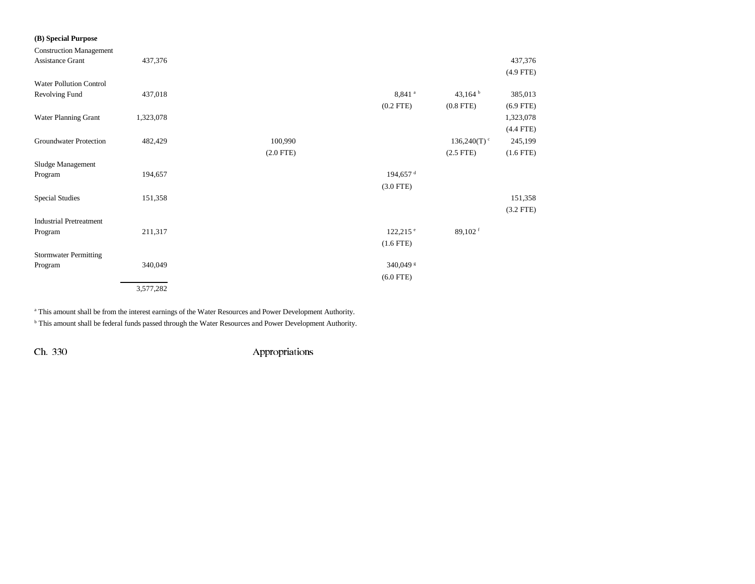**(B) Special Purpose**

| | | | | | | |
|---|---|---|---|---|---|---|
| Construction Management Assistance Grant | 437,376 | | | | | 437,376 (4.9 FTE) |
| Water Pollution Control Revolving Fund | 437,018 | | | 8,841 [a] (0.2 FTE) | 43,164 [b] (0.8 FTE) | 385,013 (6.9 FTE) |
| Water Planning Grant | 1,323,078 | | | | | 1,323,078 (4.4 FTE) |
| Groundwater Protection | 482,429 | | 100,990 (2.0 FTE) | | 136,240(T) [c] (2.5 FTE) | 245,199 (1.6 FTE) |
| Sludge Management Program | 194,657 | | | 194,657 [d] (3.0 FTE) | | |
| Special Studies | 151,358 | | | | | 151,358 (3.2 FTE) |
| Industrial Pretreatment Program | 211,317 | | | 122,215 [e] (1.6 FTE) | 89,102 [f] | |
| Stormwater Permitting Program | 340,049 | | | 340,049 [g] (6.0 FTE) | | |
| | 3,577,282 | | | | | |

[a] This amount shall be from the interest earnings of the Water Resources and Power Development Authority.

[b] This amount shall be federal funds passed through the Water Resources and Power Development Authority.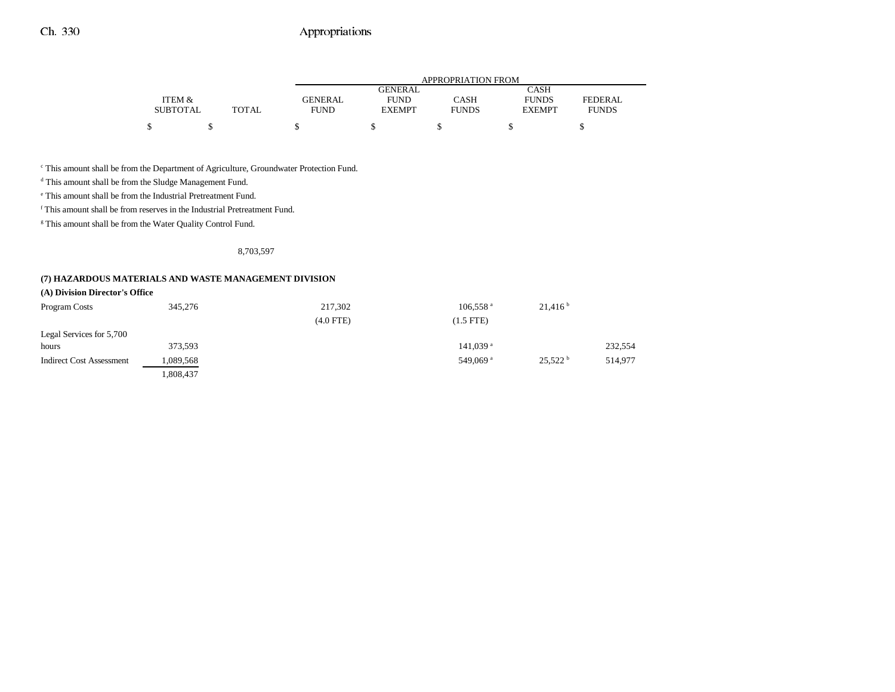| | ITEM & SUBTOTAL | TOTAL | GENERAL FUND | GENERAL FUND EXEMPT | CASH FUNDS | CASH FUNDS EXEMPT | FEDERAL FUNDS |
|---|---|---|---|---|---|---|---|
| | $ | $ | $ | $ | $ | $ | $ |

[c] This amount shall be from the Department of Agriculture, Groundwater Protection Fund.

[d] This amount shall be from the Sludge Management Fund.

[e] This amount shall be from the Industrial Pretreatment Fund.

[f] This amount shall be from reserves in the Industrial Pretreatment Fund.

[g] This amount shall be from the Water Quality Control Fund.

| | ITEM & SUBTOTAL | TOTAL | GENERAL FUND | GENERAL FUND EXEMPT | CASH FUNDS | CASH FUNDS EXEMPT | FEDERAL FUNDS |
|---|---|---|---|---|---|---|---|
| | | 8,703,597 | | | | | |
| **(7) HAZARDOUS MATERIALS AND WASTE MANAGEMENT DIVISION** | | | | | | | |
| **(A) Division Director's Office** | | | | | | | |
| Program Costs | 345,276 | | 217,302 | | 106,558 [a] | 21,416 [b] | |
| | | | (4.0 FTE) | | (1.5 FTE) | | |
| Legal Services for 5,700 hours | 373,593 | | | | 141,039 [a] | | 232,554 |
| Indirect Cost Assessment | 1,089,568 | | | | 549,069 [a] | 25,522 [b] | 514,977 |
| | 1,808,437 | | | | | | |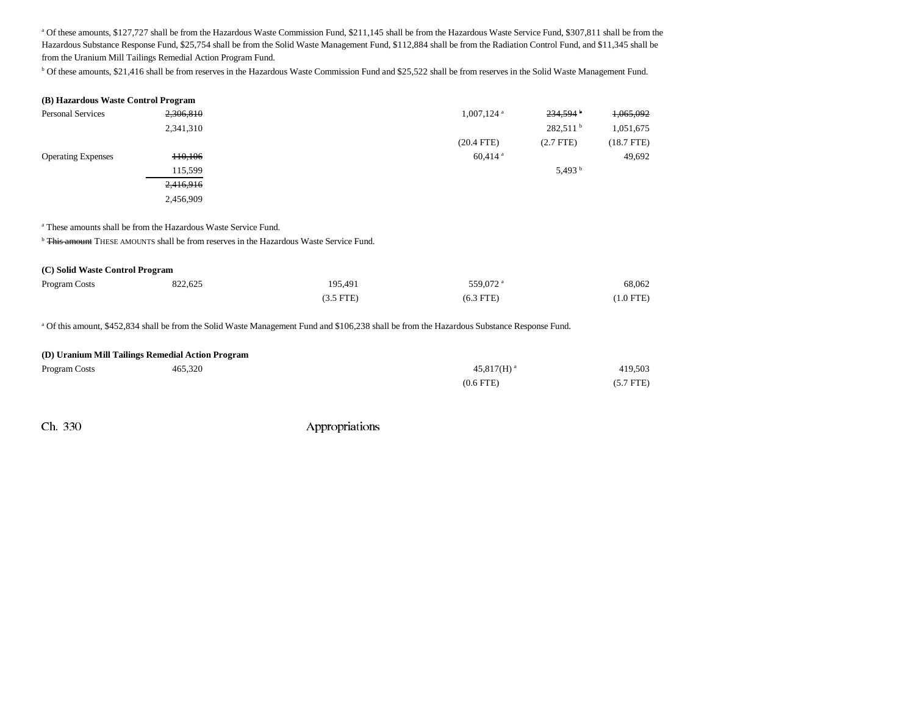[a] Of these amounts, $127,727 shall be from the Hazardous Waste Commission Fund, $211,145 shall be from the Hazardous Waste Service Fund, $307,811 shall be from the Hazardous Substance Response Fund, $25,754 shall be from the Solid Waste Management Fund, $112,884 shall be from the Radiation Control Fund, and $11,345 shall be from the Uranium Mill Tailings Remedial Action Program Fund.

[b] Of these amounts, $21,416 shall be from reserves in the Hazardous Waste Commission Fund and $25,522 shall be from reserves in the Solid Waste Management Fund.

**(B) Hazardous Waste Control Program**

| | | | | | |
|---|---|---|---|---|---|
| Personal Services | ~~2,306,810~~ | | 1,007,124 [a] | ~~234,594 [b]~~ | ~~1,065,092~~ |
| | 2,341,310 | | | 282,511 [b] | 1,051,675 |
| | | | (20.4 FTE) | (2.7 FTE) | (18.7 FTE) |
| Operating Expenses | ~~110,106~~ | | 60,414 [a] | | 49,692 |
| | 115,599 | | | 5,493 [b] | |
| | ~~2,416,916~~ | | | | |
| | 2,456,909 | | | | |

[a] These amounts shall be from the Hazardous Waste Service Fund.

[b] ~~This amount~~ THESE AMOUNTS shall be from reserves in the Hazardous Waste Service Fund.

**(C) Solid Waste Control Program**

| | | | | | |
|---|---|---|---|---|---|
| Program Costs | 822,625 | 195,491 | 559,072 [a] | | 68,062 |
| | | (3.5 FTE) | (6.3 FTE) | | (1.0 FTE) |

[a] Of this amount, $452,834 shall be from the Solid Waste Management Fund and $106,238 shall be from the Hazardous Substance Response Fund.

**(D) Uranium Mill Tailings Remedial Action Program**

| | | | | | |
|---|---|---|---|---|---|
| Program Costs | 465,320 | | 45,817(H) [a] | | 419,503 |
| | | | (0.6 FTE) | | (5.7 FTE) |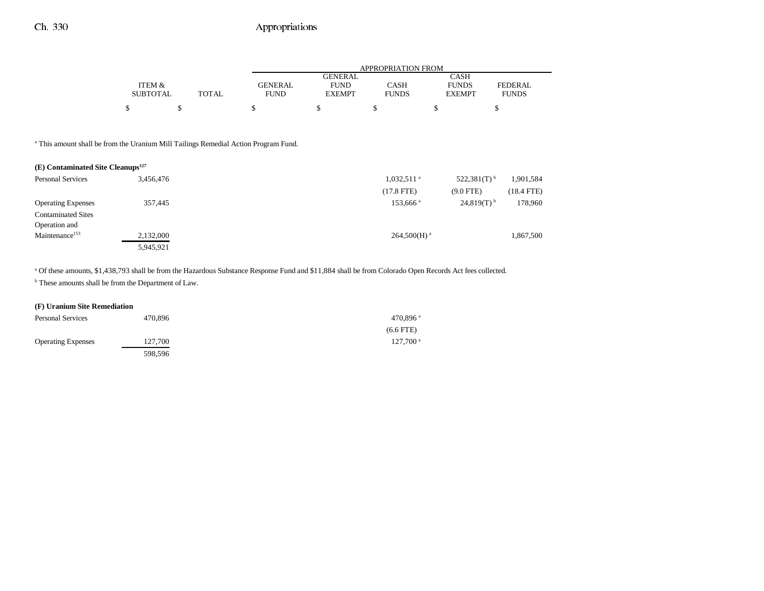| | ITEM & SUBTOTAL | TOTAL | GENERAL FUND | GENERAL FUND EXEMPT | CASH FUNDS | CASH FUNDS EXEMPT | FEDERAL FUNDS |
|---|---|---|---|---|---|---|---|
| | $ | $ | $ | $ | $ | $ | $ |

[a] This amount shall be from the Uranium Mill Tailings Remedial Action Program Fund.

**(E) Contaminated Site Cleanups[127]**

| | ITEM & SUBTOTAL | TOTAL | GENERAL FUND | GENERAL FUND EXEMPT | CASH FUNDS | CASH FUNDS EXEMPT | FEDERAL FUNDS |
|---|---|---|---|---|---|---|---|
| Personal Services | 3,456,476 | | | | 1,032,511[a] | 522,381(T)[b] | 1,901,584 |
| | | | | | (17.8 FTE) | (9.0 FTE) | (18.4 FTE) |
| Operating Expenses | 357,445 | | | | 153,666[a] | 24,819(T)[b] | 178,960 |
| Contaminated Sites Operation and Maintenance[153] | 2,132,000 | | | | 264,500(H)[a] | | 1,867,500 |
| | 5,945,921 | | | | | | |

[a] Of these amounts, $1,438,793 shall be from the Hazardous Substance Response Fund and $11,884 shall be from Colorado Open Records Act fees collected.

[b] These amounts shall be from the Department of Law.

**(F) Uranium Site Remediation**

| | ITEM & SUBTOTAL | TOTAL | GENERAL FUND | GENERAL FUND EXEMPT | CASH FUNDS | CASH FUNDS EXEMPT | FEDERAL FUNDS |
|---|---|---|---|---|---|---|---|
| Personal Services | 470,896 | | | | 470,896[a] | | |
| | | | | | (6.6 FTE) | | |
| Operating Expenses | 127,700 | | | | 127,700[a] | | |
| | 598,596 | | | | | | |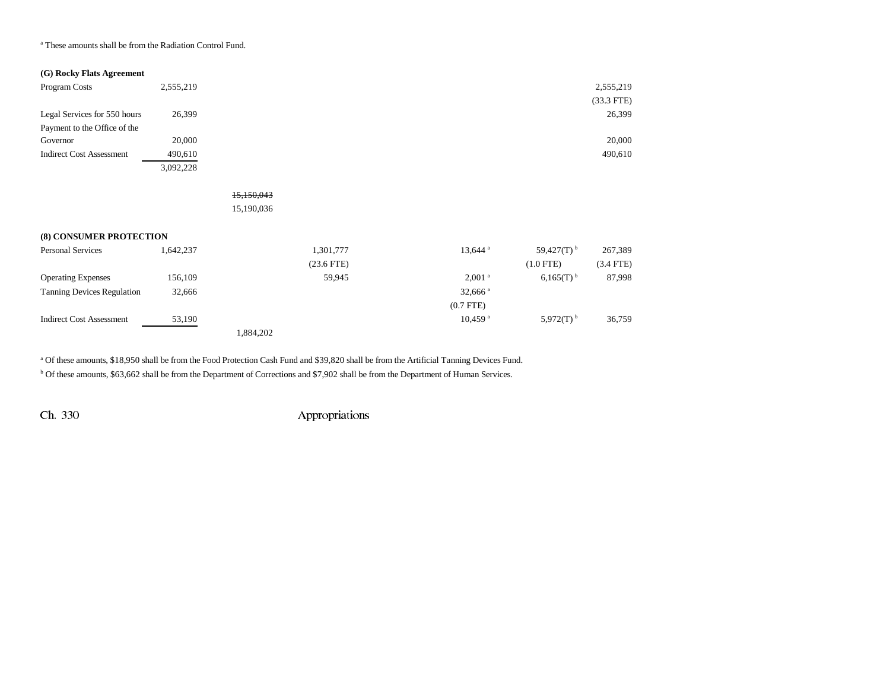[a] These amounts shall be from the Radiation Control Fund.

| | Item Total | Total | General Fund | General Fund Exempt | Cash Funds | Cash Funds Exempt | Federal Funds |
|---|---|---|---|---|---|---|---|
| **(G) Rocky Flats Agreement** | | | | | | | |
| Program Costs | 2,555,219 | | | | | | 2,555,219 |
| | | | | | | | (33.3 FTE) |
| Legal Services for 550 hours | 26,399 | | | | | | 26,399 |
| Payment to the Office of the Governor | 20,000 | | | | | | 20,000 |
| Indirect Cost Assessment | 490,610 | | | | | | 490,610 |
| | 3,092,228 | | | | | | |
| | | ~~15,150,043~~ | | | | | |
| | | 15,190,036 | | | | | |
| **(8) CONSUMER PROTECTION** | | | | | | | |
| Personal Services | 1,642,237 | | 1,301,777 | | 13,644[a] | 59,427(T)[b] | 267,389 |
| | | | (23.6 FTE) | | | (1.0 FTE) | (3.4 FTE) |
| Operating Expenses | 156,109 | | 59,945 | | 2,001[a] | 6,165(T)[b] | 87,998 |
| Tanning Devices Regulation | 32,666 | | | | 32,666[a] | | |
| | | | | | (0.7 FTE) | | |
| Indirect Cost Assessment | 53,190 | | | | 10,459[a] | 5,972(T)[b] | 36,759 |
| | | 1,884,202 | | | | | |

[a] Of these amounts, $18,950 shall be from the Food Protection Cash Fund and $39,820 shall be from the Artificial Tanning Devices Fund.

[b] Of these amounts, $63,662 shall be from the Department of Corrections and $7,902 shall be from the Department of Human Services.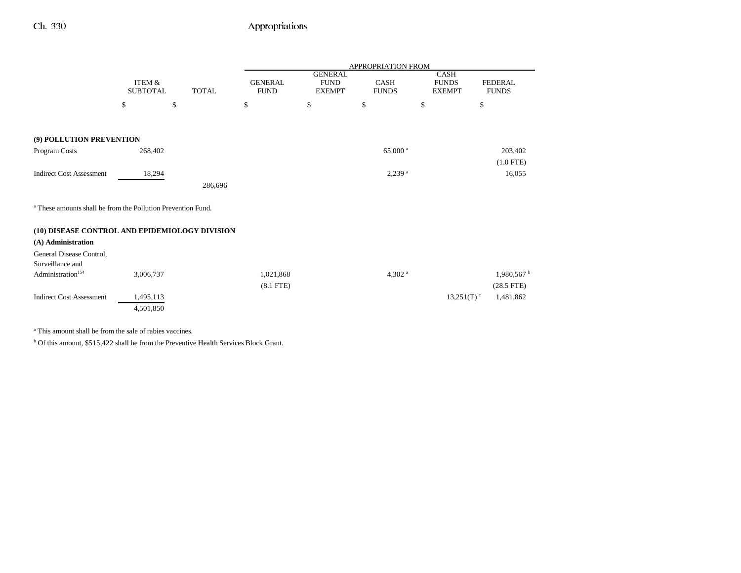| | ITEM & SUBTOTAL | TOTAL | APPROPRIATION FROM GENERAL FUND | GENERAL FUND EXEMPT | CASH FUNDS | CASH FUNDS EXEMPT | FEDERAL FUNDS |
|---|---|---|---|---|---|---|---|
| | $ | $ | $ | $ | $ | $ | $ |
| **(9) POLLUTION PREVENTION** | | | | | | | |
| Program Costs | 268,402 | | | | 65,000[a] | | 203,402 |
| | | | | | | | (1.0 FTE) |
| Indirect Cost Assessment | 18,294 | | | | 2,239[a] | | 16,055 |
| | | 286,696 | | | | | |

[a] These amounts shall be from the Pollution Prevention Fund.

| | ITEM & SUBTOTAL | TOTAL | GENERAL FUND | GENERAL FUND EXEMPT | CASH FUNDS | CASH FUNDS EXEMPT | FEDERAL FUNDS |
|---|---|---|---|---|---|---|---|
| **(10) DISEASE CONTROL AND EPIDEMIOLOGY DIVISION** | | | | | | | |
| **(A) Administration** | | | | | | | |
| General Disease Control, Surveillance and Administration[154] | 3,006,737 | | 1,021,868 | | 4,302[a] | | 1,980,567[b] |
| | | | (8.1 FTE) | | | | (28.5 FTE) |
| Indirect Cost Assessment | 1,495,113 | | | | | 13,251(T)[c] | 1,481,862 |
| | 4,501,850 | | | | | | |

[a] This amount shall be from the sale of rabies vaccines.

[b] Of this amount, $515,422 shall be from the Preventive Health Services Block Grant.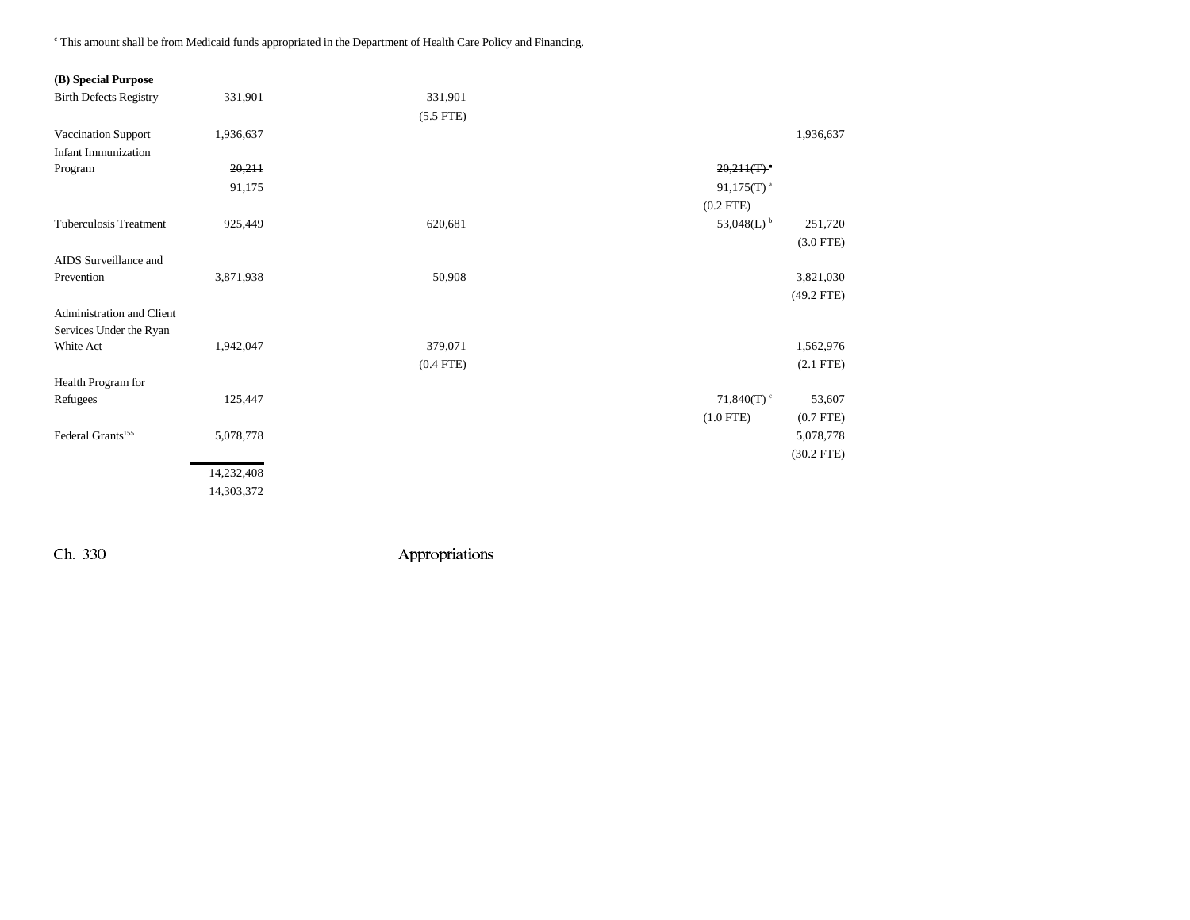[c] This amount shall be from Medicaid funds appropriated in the Department of Health Care Policy and Financing.

| | | | | | |
|---|---|---|---|---|---|
| **(B) Special Purpose** | | | | | |
| Birth Defects Registry | 331,901 | 331,901 | | | |
| | | (5.5 FTE) | | | |
| Vaccination Support | 1,936,637 | | | | 1,936,637 |
| Infant Immunization Program | ~~20,211~~ | | | ~~20,211(T)~~ [a] | |
| | 91,175 | | | 91,175(T) [a] | |
| | | | | (0.2 FTE) | |
| Tuberculosis Treatment | 925,449 | 620,681 | | 53,048(L) [b] | 251,720 |
| | | | | | (3.0 FTE) |
| AIDS Surveillance and Prevention | 3,871,938 | 50,908 | | | 3,821,030 |
| | | | | | (49.2 FTE) |
| Administration and Client Services Under the Ryan White Act | 1,942,047 | 379,071 | | | 1,562,976 |
| | | (0.4 FTE) | | | (2.1 FTE) |
| Health Program for Refugees | 125,447 | | | 71,840(T) [c] | 53,607 |
| | | | | (1.0 FTE) | (0.7 FTE) |
| Federal Grants[155] | 5,078,778 | | | | 5,078,778 |
| | | | | | (30.2 FTE) |
| | ~~14,232,408~~ | | | | |
| | 14,303,372 | | | | |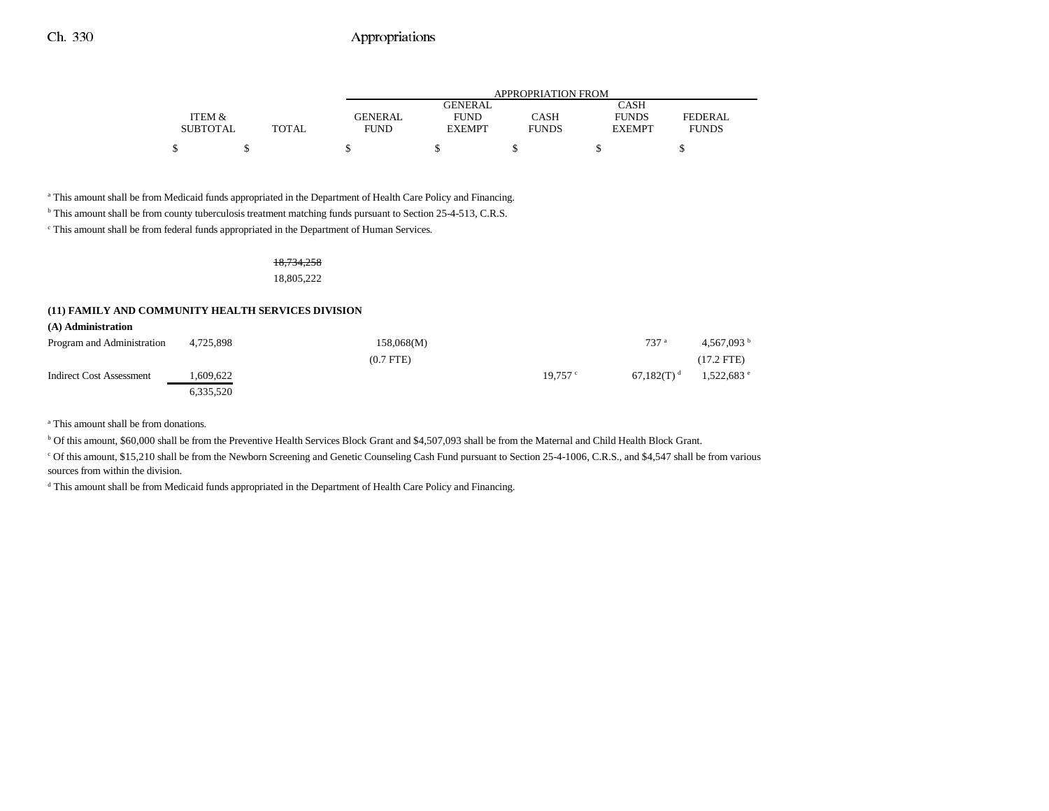| | ITEM & SUBTOTAL | TOTAL | GENERAL FUND | GENERAL FUND EXEMPT | CASH FUNDS | CASH FUNDS EXEMPT | FEDERAL FUNDS |
|---|---|---|---|---|---|---|---|
| | $ | $ | $ | $ | $ | $ | $ |

[a] This amount shall be from Medicaid funds appropriated in the Department of Health Care Policy and Financing.

[b] This amount shall be from county tuberculosis treatment matching funds pursuant to Section 25-4-513, C.R.S.

[c] This amount shall be from federal funds appropriated in the Department of Human Services.

| | ITEM & SUBTOTAL | TOTAL | GENERAL FUND | GENERAL FUND EXEMPT | CASH FUNDS | CASH FUNDS EXEMPT | FEDERAL FUNDS |
|---|---|---|---|---|---|---|---|
| | | ~~18,734,258~~ | | | | | |
| | | 18,805,222 | | | | | |

**(11) FAMILY AND COMMUNITY HEALTH SERVICES DIVISION**

**(A) Administration**

| | ITEM & SUBTOTAL | TOTAL | GENERAL FUND | GENERAL FUND EXEMPT | CASH FUNDS | CASH FUNDS EXEMPT | FEDERAL FUNDS |
|---|---|---|---|---|---|---|---|
| Program and Administration | 4,725,898 | | 158,068(M) | | | 737 [a] | 4,567,093 [b] |
| | | | (0.7 FTE) | | | | (17.2 FTE) |
| Indirect Cost Assessment | 1,609,622 | | | | 19,757 [c] | 67,182(T) [d] | 1,522,683 [e] |
| | 6,335,520 | | | | | | |

[a] This amount shall be from donations.

[b] Of this amount, $60,000 shall be from the Preventive Health Services Block Grant and $4,507,093 shall be from the Maternal and Child Health Block Grant.

[c] Of this amount, $15,210 shall be from the Newborn Screening and Genetic Counseling Cash Fund pursuant to Section 25-4-1006, C.R.S., and $4,547 shall be from various sources from within the division.

[d] This amount shall be from Medicaid funds appropriated in the Department of Health Care Policy and Financing.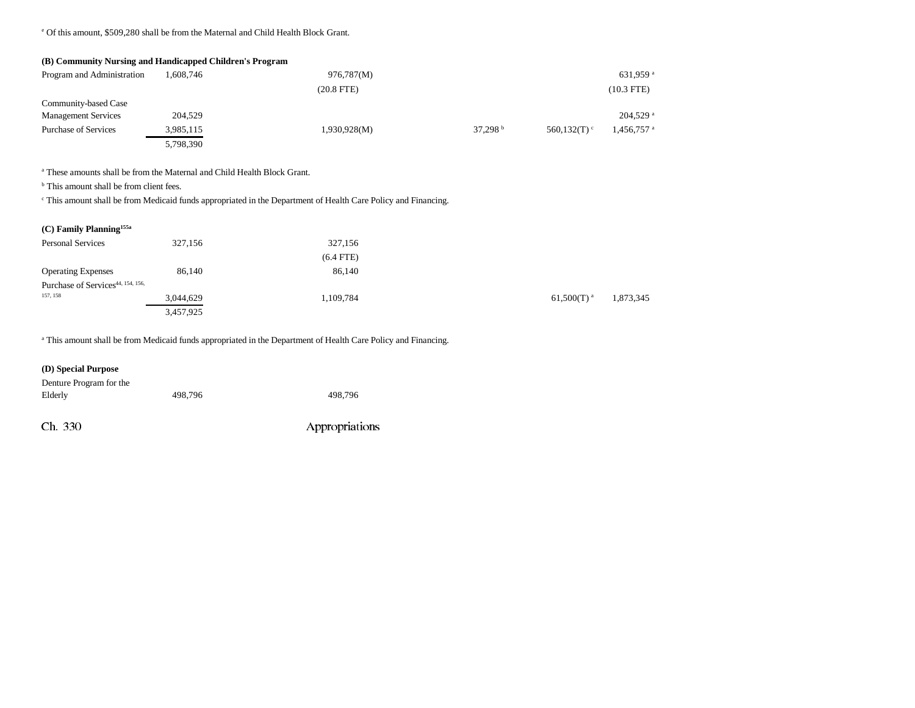[e] Of this amount, $509,280 shall be from the Maternal and Child Health Block Grant.

**(B) Community Nursing and Handicapped Children's Program**

| | | | | | |
|---|---|---|---|---|---|
| Program and Administration | 1,608,746 | 976,787(M) | | | 631,959 [a] |
| | | (20.8 FTE) | | | (10.3 FTE) |
| Community-based Case Management Services | 204,529 | | | | 204,529 [a] |
| Purchase of Services | 3,985,115 | 1,930,928(M) | 37,298 [b] | 560,132(T) [c] | 1,456,757 [a] |
| | 5,798,390 | | | | |

[a] These amounts shall be from the Maternal and Child Health Block Grant.

[b] This amount shall be from client fees.

[c] This amount shall be from Medicaid funds appropriated in the Department of Health Care Policy and Financing.

**(C) Family Planning[155a]**

| | | | | | |
|---|---|---|---|---|---|
| Personal Services | 327,156 | 327,156 | | | |
| | | (6.4 FTE) | | | |
| Operating Expenses | 86,140 | 86,140 | | | |
| Purchase of Services[44, 154, 156, 157, 158] | 3,044,629 | 1,109,784 | | 61,500(T) [a] | 1,873,345 |
| | 3,457,925 | | | | |

[a] This amount shall be from Medicaid funds appropriated in the Department of Health Care Policy and Financing.

**(D) Special Purpose**

| | | | | | |
|---|---|---|---|---|---|
| Denture Program for the Elderly | 498,796 | 498,796 | | | |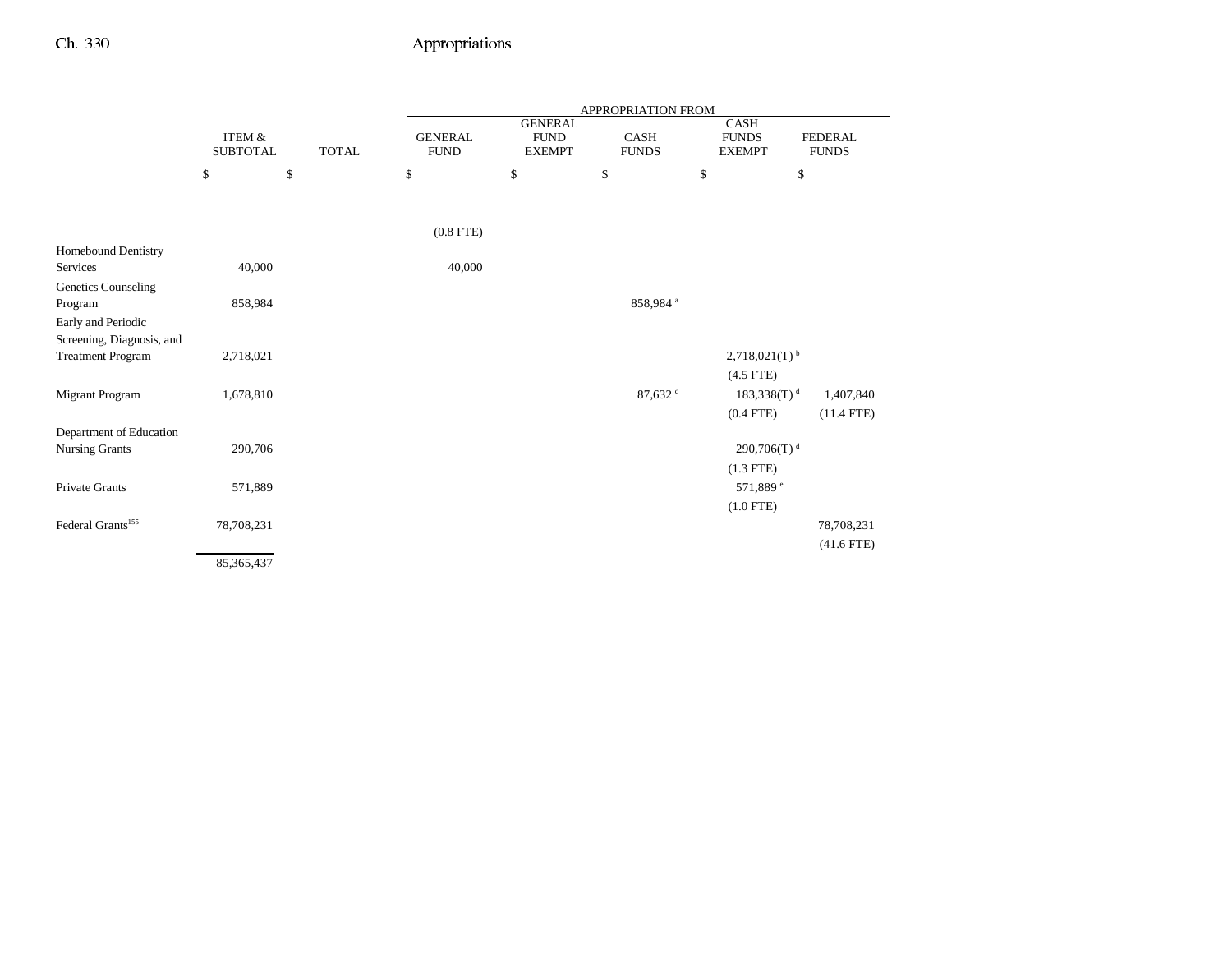| | ITEM & SUBTOTAL | TOTAL | APPROPRIATION FROM GENERAL FUND | GENERAL FUND EXEMPT | CASH FUNDS | CASH FUNDS EXEMPT | FEDERAL FUNDS |
|---|---|---|---|---|---|---|---|
| | $ | $ | $ | $ | $ | $ | $ |
| | | | (0.8 FTE) | | | | |
| Homebound Dentistry Services | 40,000 | | 40,000 | | | | |
| Genetics Counseling Program | 858,984 | | | | 858,984[a] | | |
| Early and Periodic Screening, Diagnosis, and Treatment Program | 2,718,021 | | | | | 2,718,021(T)[b] | |
| | | | | | | (4.5 FTE) | |
| Migrant Program | 1,678,810 | | | | 87,632[c] | 183,338(T)[d] | 1,407,840 |
| | | | | | | (0.4 FTE) | (11.4 FTE) |
| Department of Education Nursing Grants | 290,706 | | | | | 290,706(T)[d] | |
| | | | | | | (1.3 FTE) | |
| Private Grants | 571,889 | | | | | 571,889[e] | |
| | | | | | | (1.0 FTE) | |
| Federal Grants[155] | 78,708,231 | | | | | | 78,708,231 |
| | | | | | | | (41.6 FTE) |
| | 85,365,437 | | | | | | |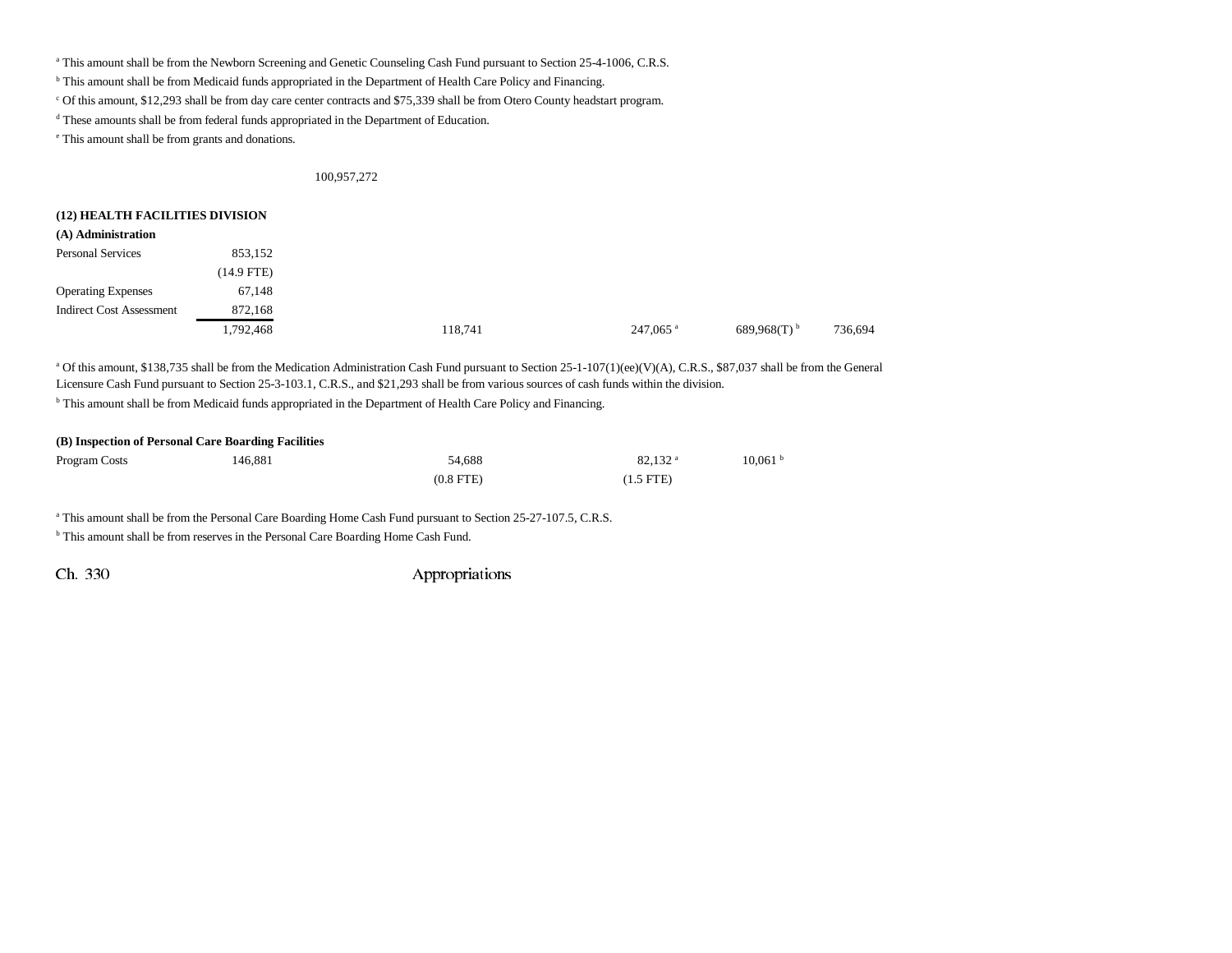[a] This amount shall be from the Newborn Screening and Genetic Counseling Cash Fund pursuant to Section 25-4-1006, C.R.S.

[b] This amount shall be from Medicaid funds appropriated in the Department of Health Care Policy and Financing.

[c] Of this amount, $12,293 shall be from day care center contracts and $75,339 shall be from Otero County headstart program.

[d] These amounts shall be from federal funds appropriated in the Department of Education.

[e] This amount shall be from grants and donations.

100,957,272

**(12) HEALTH FACILITIES DIVISION**

**(A) Administration**

| | | | | | | |
|---|---|---|---|---|---|---|
| Personal Services | 853,152 | | | | | |
| | (14.9 FTE) | | | | | |
| Operating Expenses | 67,148 | | | | | |
| Indirect Cost Assessment | 872,168 | | | | | |
| | 1,792,468 | | 118,741 | 247,065 [a] | 689,968(T) [b] | 736,694 |

[a] Of this amount, $138,735 shall be from the Medication Administration Cash Fund pursuant to Section 25-1-107(1)(ee)(V)(A), C.R.S., $87,037 shall be from the General Licensure Cash Fund pursuant to Section 25-3-103.1, C.R.S., and $21,293 shall be from various sources of cash funds within the division.

[b] This amount shall be from Medicaid funds appropriated in the Department of Health Care Policy and Financing.

**(B) Inspection of Personal Care Boarding Facilities**

| | | | | | |
|---|---|---|---|---|---|
| Program Costs | 146,881 | | 54,688 | 82,132 [a] | 10,061 [b] |
| | | | (0.8 FTE) | (1.5 FTE) | |

[a] This amount shall be from the Personal Care Boarding Home Cash Fund pursuant to Section 25-27-107.5, C.R.S.

[b] This amount shall be from reserves in the Personal Care Boarding Home Cash Fund.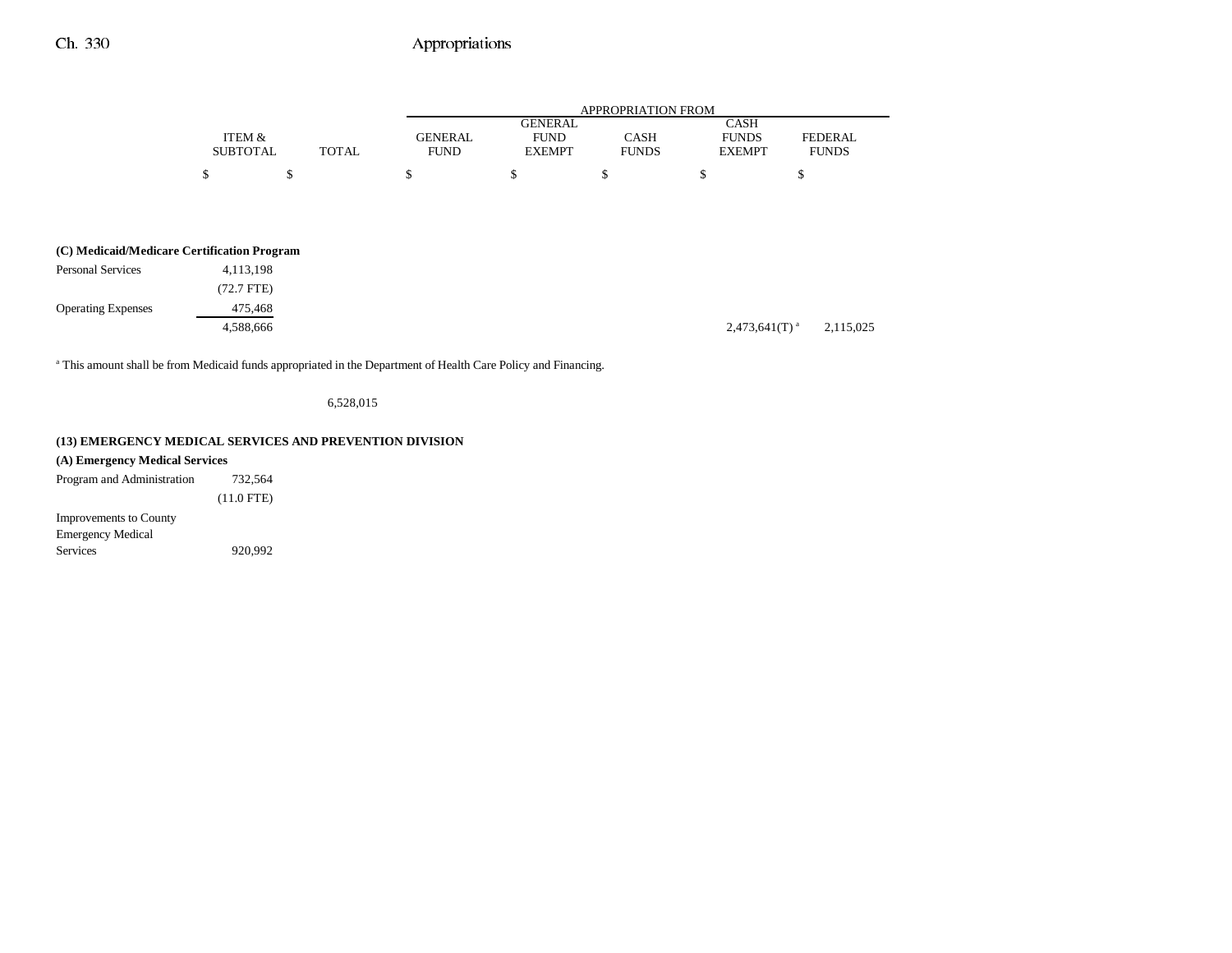| | ITEM & SUBTOTAL | TOTAL | APPROPRIATION FROM GENERAL FUND | GENERAL FUND EXEMPT | CASH FUNDS | CASH FUNDS EXEMPT | FEDERAL FUNDS |
|---|---|---|---|---|---|---|---|
| | $ | $ | $ | $ | $ | $ | $ |
| **(C) Medicaid/Medicare Certification Program** | | | | | | | |
| Personal Services | 4,113,198 | | | | | | |
| | (72.7 FTE) | | | | | | |
| Operating Expenses | 475,468 | | | | | | |
| | 4,588,666 | | | | | 2,473,641(T)[a] | 2,115,025 |

[a] This amount shall be from Medicaid funds appropriated in the Department of Health Care Policy and Financing.

| | ITEM & SUBTOTAL | TOTAL | GENERAL FUND | GENERAL FUND EXEMPT | CASH FUNDS | CASH FUNDS EXEMPT | FEDERAL FUNDS |
|---|---|---|---|---|---|---|---|
| | | 6,528,015 | | | | | |
| **(13) EMERGENCY MEDICAL SERVICES AND PREVENTION DIVISION** | | | | | | | |
| **(A) Emergency Medical Services** | | | | | | | |
| Program and Administration | 732,564 | | | | | | |
| | (11.0 FTE) | | | | | | |
| Improvements to County Emergency Medical Services | 920,992 | | | | | | |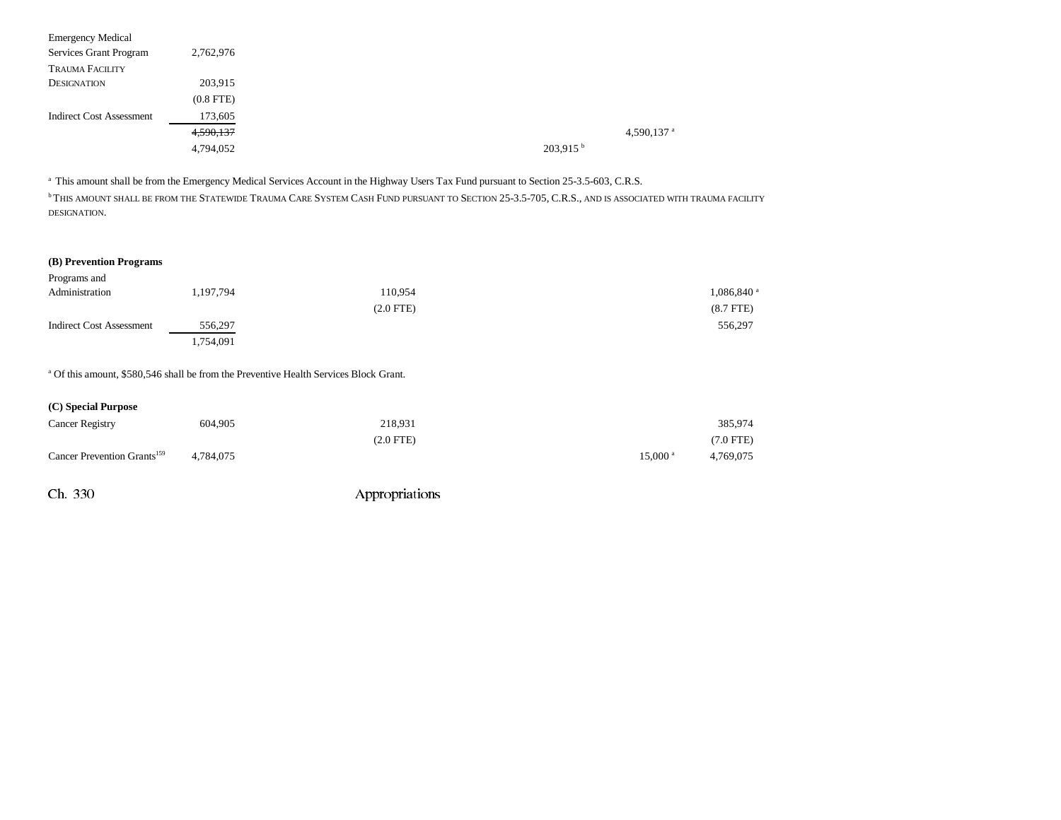| | | | | | | |
|---|---|---|---|---|---|---|
| Emergency Medical Services Grant Program | 2,762,976 | | | | | |
| TRAUMA FACILITY DESIGNATION | 203,915 | | | | | |
| | (0.8 FTE) | | | | | |
| Indirect Cost Assessment | 173,605 | | | | | |
| | ~~4,590,137~~ | | | | 4,590,137 [a] | |
| | 4,794,052 | | | 203,915 [b] | | |

[a] This amount shall be from the Emergency Medical Services Account in the Highway Users Tax Fund pursuant to Section 25-3.5-603, C.R.S.

[b] THIS AMOUNT SHALL BE FROM THE STATEWIDE TRAUMA CARE SYSTEM CASH FUND PURSUANT TO SECTION 25-3.5-705, C.R.S., AND IS ASSOCIATED WITH TRAUMA FACILITY DESIGNATION.

**(B) Prevention Programs**

| | | | | | | |
|---|---|---|---|---|---|---|
| Programs and Administration | 1,197,794 | | 110,954 | | | 1,086,840 [a] |
| | | | (2.0 FTE) | | | (8.7 FTE) |
| Indirect Cost Assessment | 556,297 | | | | | 556,297 |
| | 1,754,091 | | | | | |

[a] Of this amount, $580,546 shall be from the Preventive Health Services Block Grant.

**(C) Special Purpose**

| | | | | | | |
|---|---|---|---|---|---|---|
| Cancer Registry | 604,905 | | 218,931 | | | 385,974 |
| | | | (2.0 FTE) | | | (7.0 FTE) |
| Cancer Prevention Grants[159] | 4,784,075 | | | | 15,000 [a] | 4,769,075 |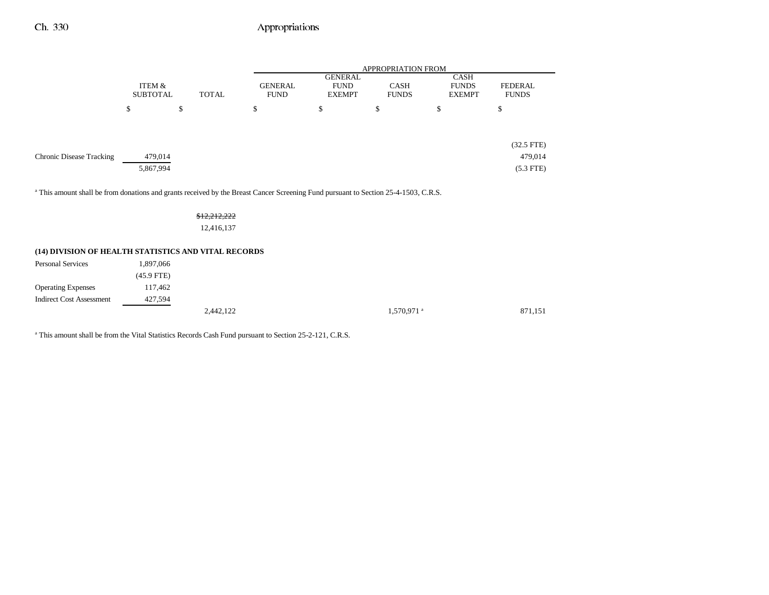| | ITEM & SUBTOTAL | TOTAL | GENERAL FUND | GENERAL FUND EXEMPT | CASH FUNDS | CASH FUNDS EXEMPT | FEDERAL FUNDS |
|---|---|---|---|---|---|---|---|
| | $ | $ | $ | $ | $ | $ | $ |
| | | | | | | | (32.5 FTE) |
| Chronic Disease Tracking | 479,014 | | | | | | 479,014 |
| | 5,867,994 | | | | | | (5.3 FTE) |

[a] This amount shall be from donations and grants received by the Breast Cancer Screening Fund pursuant to Section 25-4-1503, C.R.S.

| | | TOTAL |
|---|---|---|
| | | ~~$12,212,222~~ |
| | | 12,416,137 |

**(14) DIVISION OF HEALTH STATISTICS AND VITAL RECORDS**

| | ITEM & SUBTOTAL | TOTAL | GENERAL FUND | GENERAL FUND EXEMPT | CASH FUNDS | CASH FUNDS EXEMPT | FEDERAL FUNDS |
|---|---|---|---|---|---|---|---|
| Personal Services | 1,897,066 | | | | | | |
| | (45.9 FTE) | | | | | | |
| Operating Expenses | 117,462 | | | | | | |
| Indirect Cost Assessment | 427,594 | | | | | | |
| | | 2,442,122 | | | 1,570,971[a] | | 871,151 |

[a] This amount shall be from the Vital Statistics Records Cash Fund pursuant to Section 25-2-121, C.R.S.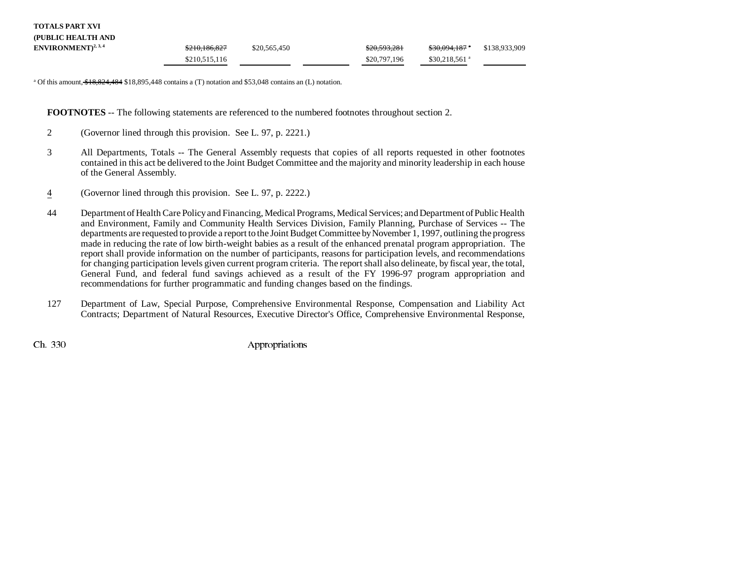| | | | | | | |
|---|---|---|---|---|---|---|
| **TOTALS PART XVI (PUBLIC HEALTH AND ENVIRONMENT)**[2, 3, 4] | ~~$210,186,827~~ $210,515,116 | $20,565,450 | | ~~$20,593,281~~ $20,797,196 | ~~$30,094,187~~ [a] $30,218,561 [a] | $138,933,909 |

[a] Of this amount, ~~$18,824,484~~ $18,895,448 contains a (T) notation and $53,048 contains an (L) notation.

**FOOTNOTES** -- The following statements are referenced to the numbered footnotes throughout section 2.

2 (Governor lined through this provision. See L. 97, p. 2221.)

3 All Departments, Totals -- The General Assembly requests that copies of all reports requested in other footnotes contained in this act be delivered to the Joint Budget Committee and the majority and minority leadership in each house of the General Assembly.

4 (Governor lined through this provision. See L. 97, p. 2222.)

44 Department of Health Care Policy and Financing, Medical Programs, Medical Services; and Department of Public Health and Environment, Family and Community Health Services Division, Family Planning, Purchase of Services -- The departments are requested to provide a report to the Joint Budget Committee by November 1, 1997, outlining the progress made in reducing the rate of low birth-weight babies as a result of the enhanced prenatal program appropriation. The report shall provide information on the number of participants, reasons for participation levels, and recommendations for changing participation levels given current program criteria. The report shall also delineate, by fiscal year, the total, General Fund, and federal fund savings achieved as a result of the FY 1996-97 program appropriation and recommendations for further programmatic and funding changes based on the findings.

127 Department of Law, Special Purpose, Comprehensive Environmental Response, Compensation and Liability Act Contracts; Department of Natural Resources, Executive Director's Office, Comprehensive Environmental Response,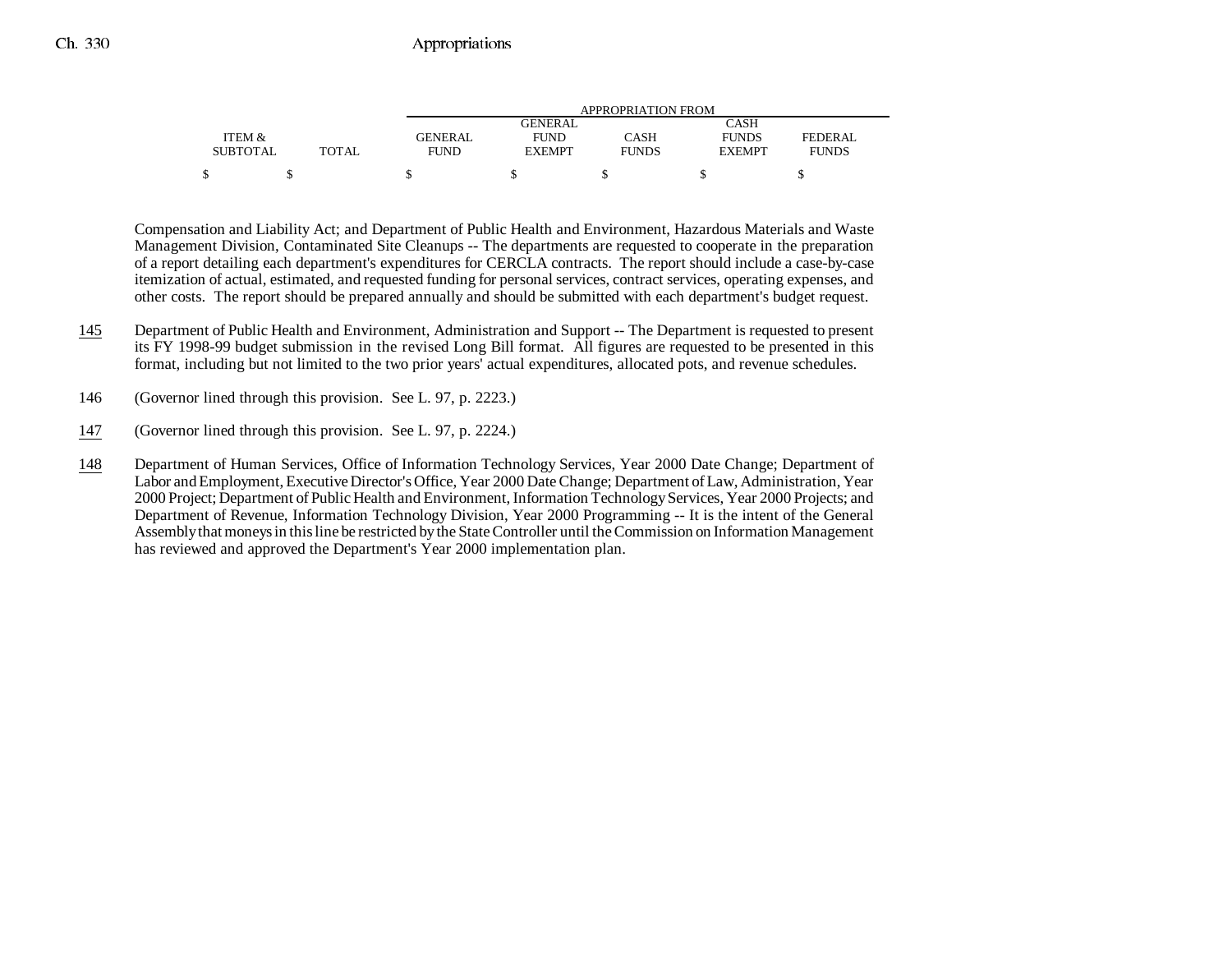| ITEM & SUBTOTAL | TOTAL | APPROPRIATION FROM GENERAL FUND | GENERAL FUND EXEMPT | CASH FUNDS | CASH FUNDS EXEMPT | FEDERAL FUNDS |
|---|---|---|---|---|---|---|
| $ | $ | $ | $ | $ | $ | $ |

Compensation and Liability Act; and Department of Public Health and Environment, Hazardous Materials and Waste Management Division, Contaminated Site Cleanups -- The departments are requested to cooperate in the preparation of a report detailing each department's expenditures for CERCLA contracts. The report should include a case-by-case itemization of actual, estimated, and requested funding for personal services, contract services, operating expenses, and other costs. The report should be prepared annually and should be submitted with each department's budget request.

145 Department of Public Health and Environment, Administration and Support -- The Department is requested to present its FY 1998-99 budget submission in the revised Long Bill format. All figures are requested to be presented in this format, including but not limited to the two prior years' actual expenditures, allocated pots, and revenue schedules.

146 (Governor lined through this provision. See L. 97, p. 2223.)

147 (Governor lined through this provision. See L. 97, p. 2224.)

148 Department of Human Services, Office of Information Technology Services, Year 2000 Date Change; Department of Labor and Employment, Executive Director's Office, Year 2000 Date Change; Department of Law, Administration, Year 2000 Project; Department of Public Health and Environment, Information Technology Services, Year 2000 Projects; and Department of Revenue, Information Technology Division, Year 2000 Programming -- It is the intent of the General Assembly that moneys in this line be restricted by the State Controller until the Commission on Information Management has reviewed and approved the Department's Year 2000 implementation plan.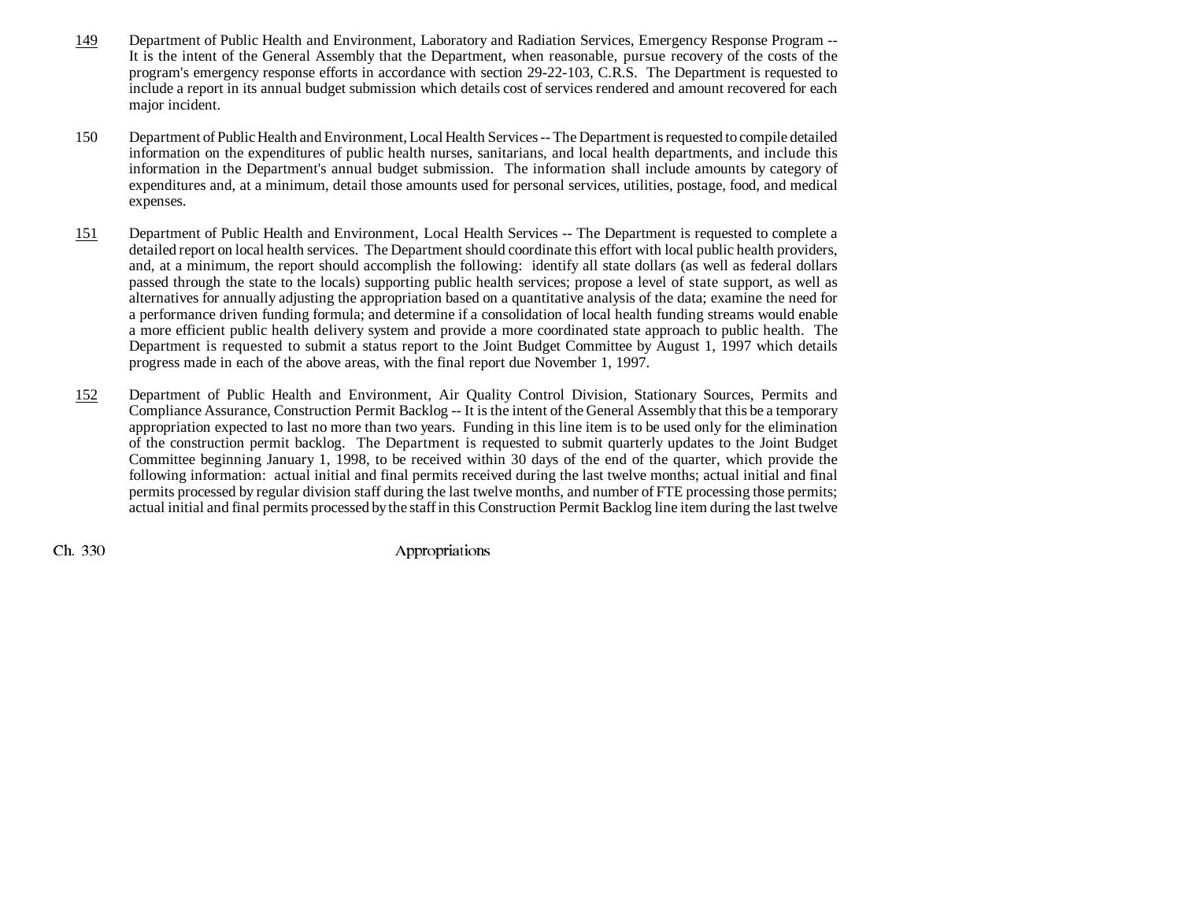149 Department of Public Health and Environment, Laboratory and Radiation Services, Emergency Response Program -- It is the intent of the General Assembly that the Department, when reasonable, pursue recovery of the costs of the program's emergency response efforts in accordance with section 29-22-103, C.R.S. The Department is requested to include a report in its annual budget submission which details cost of services rendered and amount recovered for each major incident.

150 Department of Public Health and Environment, Local Health Services -- The Department is requested to compile detailed information on the expenditures of public health nurses, sanitarians, and local health departments, and include this information in the Department's annual budget submission. The information shall include amounts by category of expenditures and, at a minimum, detail those amounts used for personal services, utilities, postage, food, and medical expenses.

151 Department of Public Health and Environment, Local Health Services -- The Department is requested to complete a detailed report on local health services. The Department should coordinate this effort with local public health providers, and, at a minimum, the report should accomplish the following: identify all state dollars (as well as federal dollars passed through the state to the locals) supporting public health services; propose a level of state support, as well as alternatives for annually adjusting the appropriation based on a quantitative analysis of the data; examine the need for a performance driven funding formula; and determine if a consolidation of local health funding streams would enable a more efficient public health delivery system and provide a more coordinated state approach to public health. The Department is requested to submit a status report to the Joint Budget Committee by August 1, 1997 which details progress made in each of the above areas, with the final report due November 1, 1997.

152 Department of Public Health and Environment, Air Quality Control Division, Stationary Sources, Permits and Compliance Assurance, Construction Permit Backlog -- It is the intent of the General Assembly that this be a temporary appropriation expected to last no more than two years. Funding in this line item is to be used only for the elimination of the construction permit backlog. The Department is requested to submit quarterly updates to the Joint Budget Committee beginning January 1, 1998, to be received within 30 days of the end of the quarter, which provide the following information: actual initial and final permits received during the last twelve months; actual initial and final permits processed by regular division staff during the last twelve months, and number of FTE processing those permits; actual initial and final permits processed by the staff in this Construction Permit Backlog line item during the last twelve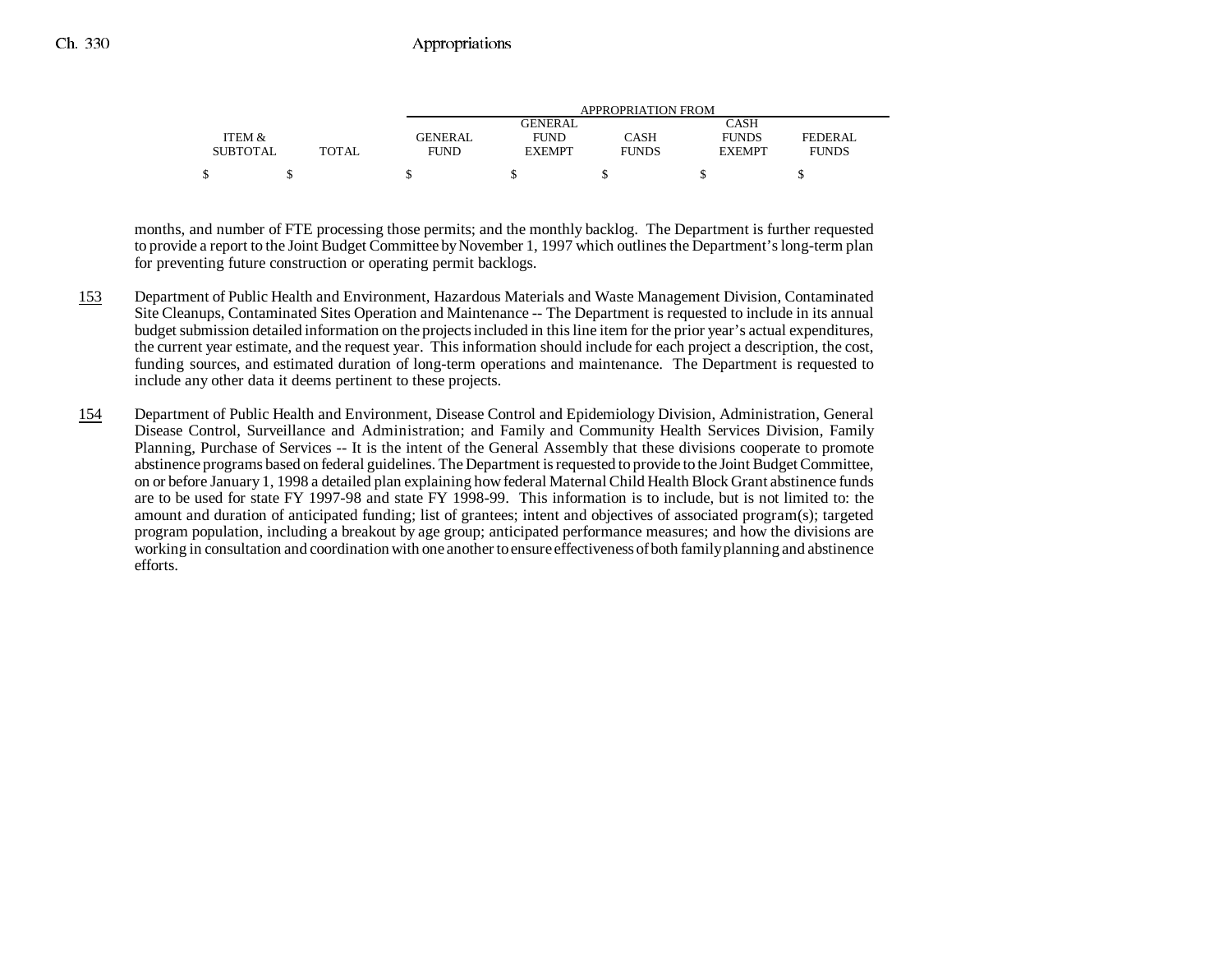| ITEM & SUBTOTAL | TOTAL | GENERAL FUND | GENERAL FUND EXEMPT | CASH FUNDS | CASH FUNDS EXEMPT | FEDERAL FUNDS |
|---|---|---|---|---|---|---|
| $ | $ | $ | $ | $ | $ | $ |

months, and number of FTE processing those permits; and the monthly backlog. The Department is further requested to provide a report to the Joint Budget Committee by November 1, 1997 which outlines the Department's long-term plan for preventing future construction or operating permit backlogs.

153 Department of Public Health and Environment, Hazardous Materials and Waste Management Division, Contaminated Site Cleanups, Contaminated Sites Operation and Maintenance -- The Department is requested to include in its annual budget submission detailed information on the projects included in this line item for the prior year's actual expenditures, the current year estimate, and the request year. This information should include for each project a description, the cost, funding sources, and estimated duration of long-term operations and maintenance. The Department is requested to include any other data it deems pertinent to these projects.

154 Department of Public Health and Environment, Disease Control and Epidemiology Division, Administration, General Disease Control, Surveillance and Administration; and Family and Community Health Services Division, Family Planning, Purchase of Services -- It is the intent of the General Assembly that these divisions cooperate to promote abstinence programs based on federal guidelines. The Department is requested to provide to the Joint Budget Committee, on or before January 1, 1998 a detailed plan explaining how federal Maternal Child Health Block Grant abstinence funds are to be used for state FY 1997-98 and state FY 1998-99. This information is to include, but is not limited to: the amount and duration of anticipated funding; list of grantees; intent and objectives of associated program(s); targeted program population, including a breakout by age group; anticipated performance measures; and how the divisions are working in consultation and coordination with one another to ensure effectiveness of both family planning and abstinence efforts.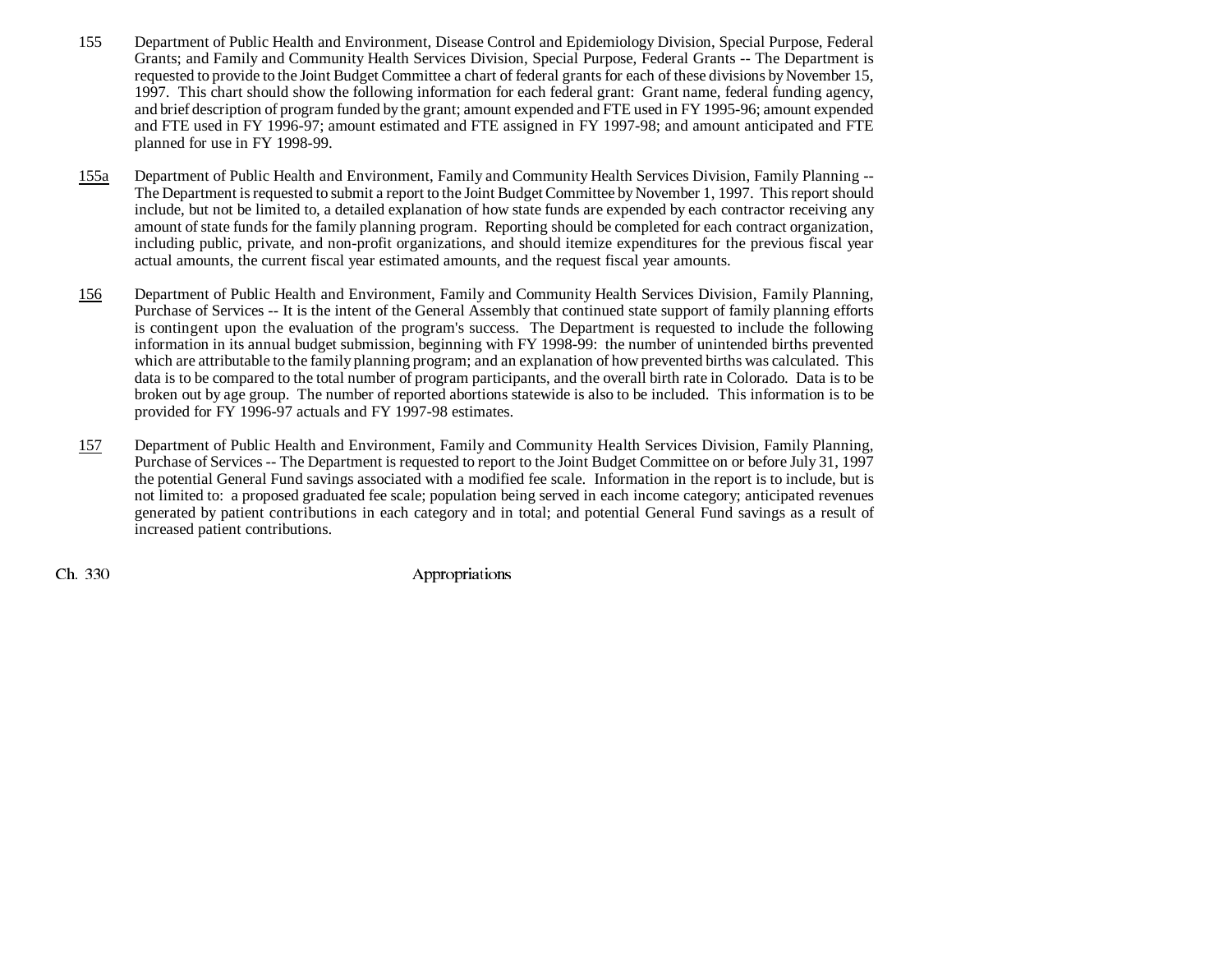155 Department of Public Health and Environment, Disease Control and Epidemiology Division, Special Purpose, Federal Grants; and Family and Community Health Services Division, Special Purpose, Federal Grants -- The Department is requested to provide to the Joint Budget Committee a chart of federal grants for each of these divisions by November 15, 1997. This chart should show the following information for each federal grant: Grant name, federal funding agency, and brief description of program funded by the grant; amount expended and FTE used in FY 1995-96; amount expended and FTE used in FY 1996-97; amount estimated and FTE assigned in FY 1997-98; and amount anticipated and FTE planned for use in FY 1998-99.

155a Department of Public Health and Environment, Family and Community Health Services Division, Family Planning -- The Department is requested to submit a report to the Joint Budget Committee by November 1, 1997. This report should include, but not be limited to, a detailed explanation of how state funds are expended by each contractor receiving any amount of state funds for the family planning program. Reporting should be completed for each contract organization, including public, private, and non-profit organizations, and should itemize expenditures for the previous fiscal year actual amounts, the current fiscal year estimated amounts, and the request fiscal year amounts.

156 Department of Public Health and Environment, Family and Community Health Services Division, Family Planning, Purchase of Services -- It is the intent of the General Assembly that continued state support of family planning efforts is contingent upon the evaluation of the program's success. The Department is requested to include the following information in its annual budget submission, beginning with FY 1998-99: the number of unintended births prevented which are attributable to the family planning program; and an explanation of how prevented births was calculated. This data is to be compared to the total number of program participants, and the overall birth rate in Colorado. Data is to be broken out by age group. The number of reported abortions statewide is also to be included. This information is to be provided for FY 1996-97 actuals and FY 1997-98 estimates.

157 Department of Public Health and Environment, Family and Community Health Services Division, Family Planning, Purchase of Services -- The Department is requested to report to the Joint Budget Committee on or before July 31, 1997 the potential General Fund savings associated with a modified fee scale. Information in the report is to include, but is not limited to: a proposed graduated fee scale; population being served in each income category; anticipated revenues generated by patient contributions in each category and in total; and potential General Fund savings as a result of increased patient contributions.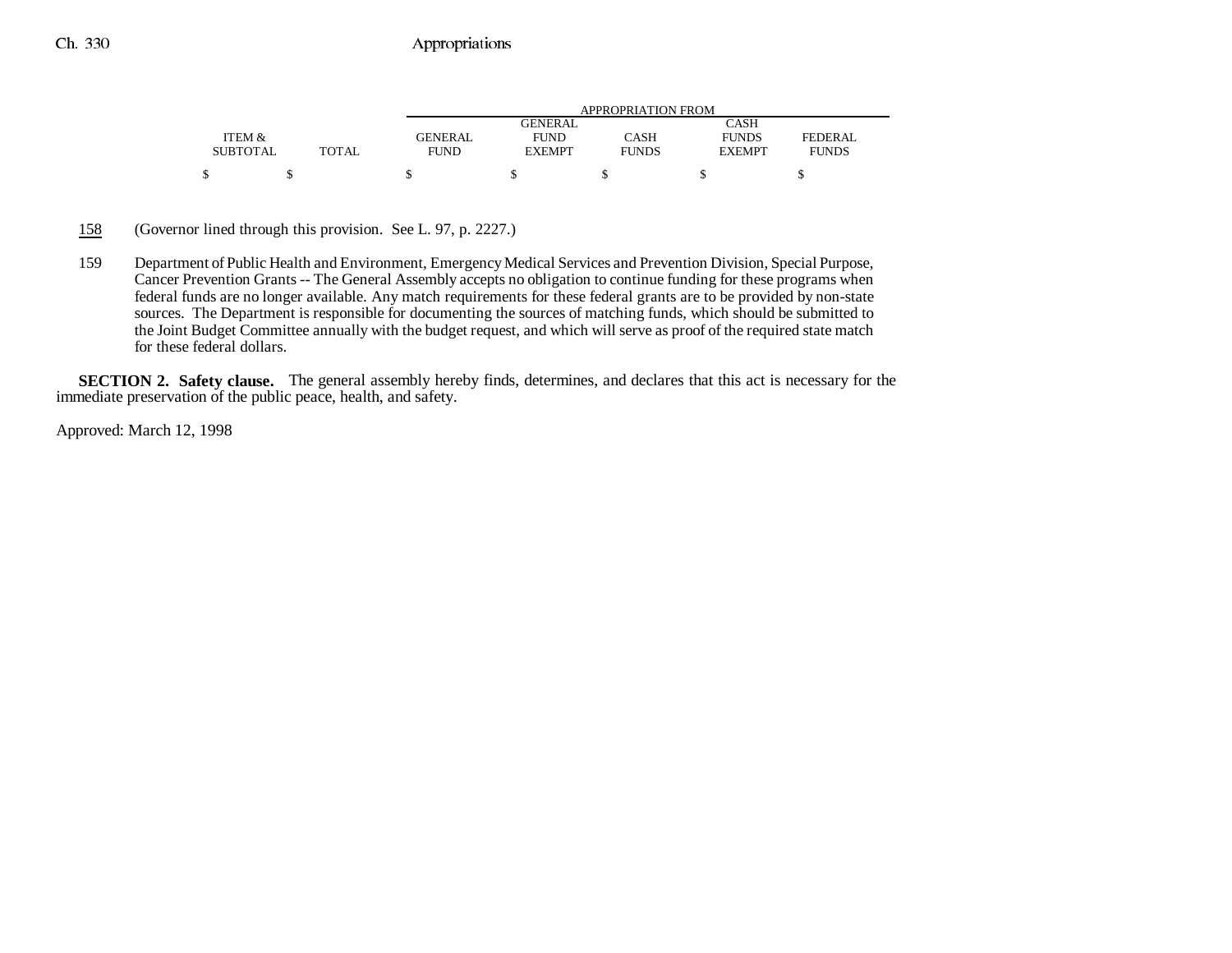| ITEM & SUBTOTAL | TOTAL | APPROPRIATION FROM GENERAL FUND | GENERAL FUND EXEMPT | CASH FUNDS | CASH FUNDS EXEMPT | FEDERAL FUNDS |
|---|---|---|---|---|---|---|
| $ | $ | $ | $ | $ | $ | $ |

158 (Governor lined through this provision. See L. 97, p. 2227.)

159 Department of Public Health and Environment, Emergency Medical Services and Prevention Division, Special Purpose, Cancer Prevention Grants -- The General Assembly accepts no obligation to continue funding for these programs when federal funds are no longer available. Any match requirements for these federal grants are to be provided by non-state sources. The Department is responsible for documenting the sources of matching funds, which should be submitted to the Joint Budget Committee annually with the budget request, and which will serve as proof of the required state match for these federal dollars.

**SECTION 2. Safety clause.** The general assembly hereby finds, determines, and declares that this act is necessary for the immediate preservation of the public peace, health, and safety.

Approved: March 12, 1998